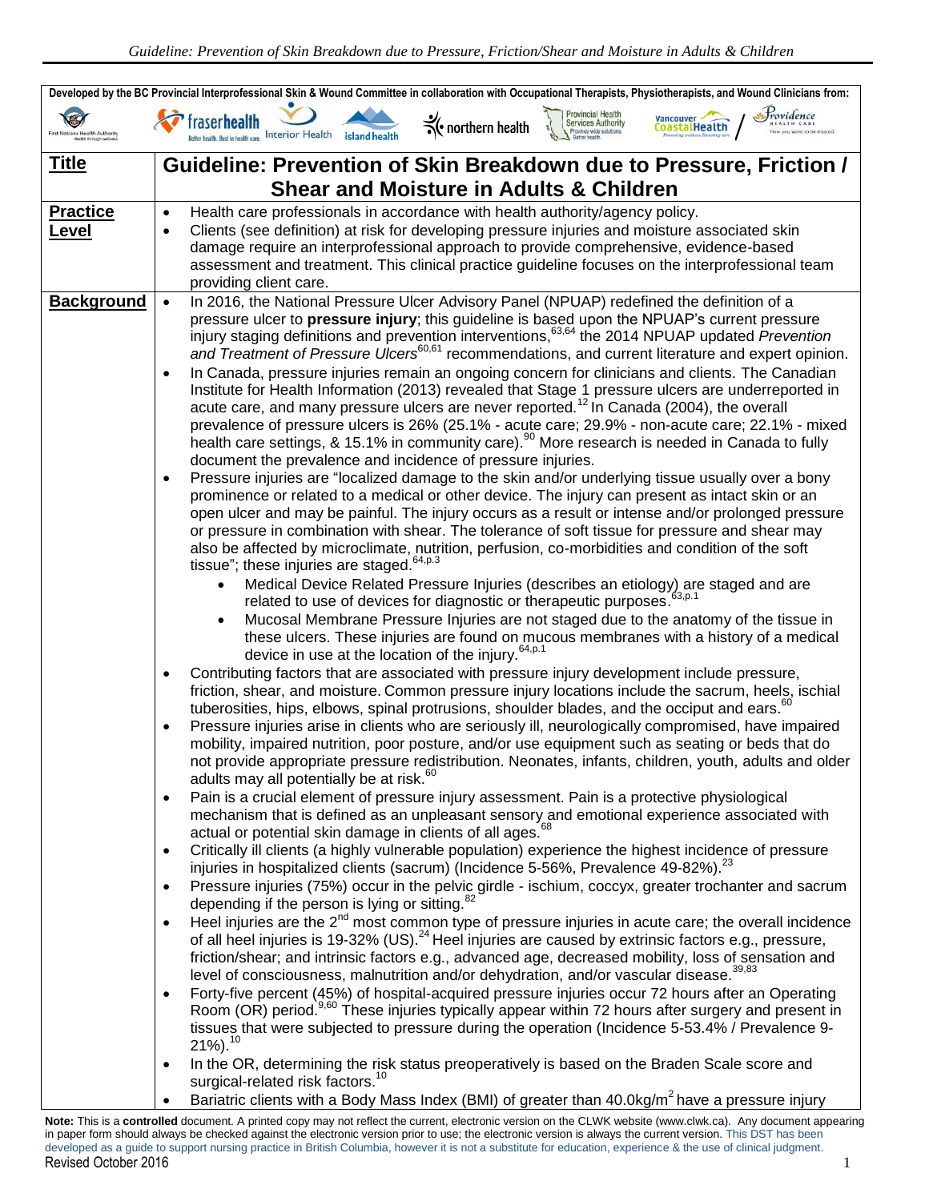Developed by the BC Provincial Interprofessional Skin & Wound Committee in collaboration with Occupational Therapists, Physiotherapists, and Wound Clinicians from: First Nations Health Authority, fraserhealth, Interior Health, island health, northern health, Provincial Health Services Authority, Vancouver Coastal Health, Providence Health Care

| | |
|---|---|
| **Title** | **Guideline: Prevention of Skin Breakdown due to Pressure, Friction / Shear and Moisture in Adults & Children** |
| **Practice Level** | • Health care professionals in accordance with health authority/agency policy.<br>• Clients (see definition) at risk for developing pressure injuries and moisture associated skin damage require an interprofessional approach to provide comprehensive, evidence-based assessment and treatment. This clinical practice guideline focuses on the interprofessional team providing client care. |
| **Background** | • In 2016, the National Pressure Ulcer Advisory Panel (NPUAP) redefined the definition of a pressure ulcer to **pressure injury**; this guideline is based upon the NPUAP's current pressure injury staging definitions and prevention interventions,[63,64] the 2014 NPUAP updated *Prevention and Treatment of Pressure Ulcers*[60,61] recommendations, and current literature and expert opinion.<br>• In Canada, pressure injuries remain an ongoing concern for clinicians and clients. The Canadian Institute for Health Information (2013) revealed that Stage 1 pressure ulcers are underreported in acute care, and many pressure ulcers are never reported.[12] In Canada (2004), the overall prevalence of pressure ulcers is 26% (25.1% - acute care; 29.9% - non-acute care; 22.1% - mixed health care settings, & 15.1% in community care).[90] More research is needed in Canada to fully document the prevalence and incidence of pressure injuries.<br>• Pressure injuries are "localized damage to the skin and/or underlying tissue usually over a bony prominence or related to a medical or other device. The injury can present as intact skin or an open ulcer and may be painful. The injury occurs as a result or intense and/or prolonged pressure or pressure in combination with shear. The tolerance of soft tissue for pressure and shear may also be affected by microclimate, nutrition, perfusion, co-morbidities and condition of the soft tissue"; these injuries are staged.[64,p.3]<br>&nbsp;&nbsp;&nbsp;&nbsp;◦ Medical Device Related Pressure Injuries (describes an etiology) are staged and are related to use of devices for diagnostic or therapeutic purposes.[63,p.1]<br>&nbsp;&nbsp;&nbsp;&nbsp;◦ Mucosal Membrane Pressure Injuries are not staged due to the anatomy of the tissue in these ulcers. These injuries are found on mucous membranes with a history of a medical device in use at the location of the injury.[64,p.1]<br>• Contributing factors that are associated with pressure injury development include pressure, friction, shear, and moisture. Common pressure injury locations include the sacrum, heels, ischial tuberosities, hips, elbows, spinal protrusions, shoulder blades, and the occiput and ears.[60]<br>• Pressure injuries arise in clients who are seriously ill, neurologically compromised, have impaired mobility, impaired nutrition, poor posture, and/or use equipment such as seating or beds that do not provide appropriate pressure redistribution. Neonates, infants, children, youth, adults and older adults may all potentially be at risk.[60]<br>• Pain is a crucial element of pressure injury assessment. Pain is a protective physiological mechanism that is defined as an unpleasant sensory and emotional experience associated with actual or potential skin damage in clients of all ages.[68]<br>• Critically ill clients (a highly vulnerable population) experience the highest incidence of pressure injuries in hospitalized clients (sacrum) (Incidence 5-56%, Prevalence 49-82%).[23]<br>• Pressure injuries (75%) occur in the pelvic girdle - ischium, coccyx, greater trochanter and sacrum depending if the person is lying or sitting.[82]<br>• Heel injuries are the 2nd most common type of pressure injuries in acute care; the overall incidence of all heel injuries is 19-32% (US).[24] Heel injuries are caused by extrinsic factors e.g., pressure, friction/shear; and intrinsic factors e.g., advanced age, decreased mobility, loss of sensation and level of consciousness, malnutrition and/or dehydration, and/or vascular disease.[39,83]<br>• Forty-five percent (45%) of hospital-acquired pressure injuries occur 72 hours after an Operating Room (OR) period.[9,60] These injuries typically appear within 72 hours after surgery and present in tissues that were subjected to pressure during the operation (Incidence 5-53.4% / Prevalence 9-21%).[10]<br>• In the OR, determining the risk status preoperatively is based on the Braden Scale score and surgical-related risk factors.[10]<br>• Bariatric clients with a Body Mass Index (BMI) of greater than 40.0kg/m$^2$ have a pressure injury |

**Note:** This is a **controlled** document. A printed copy may not reflect the current, electronic version on the CLWK website (www.clwk.ca). Any document appearing in paper form should always be checked against the electronic version prior to use; the electronic version is always the current version. This DST has been developed as a guide to support nursing practice in British Columbia, however it is not a substitute for education, experience & the use of clinical judgment.
Revised October 2016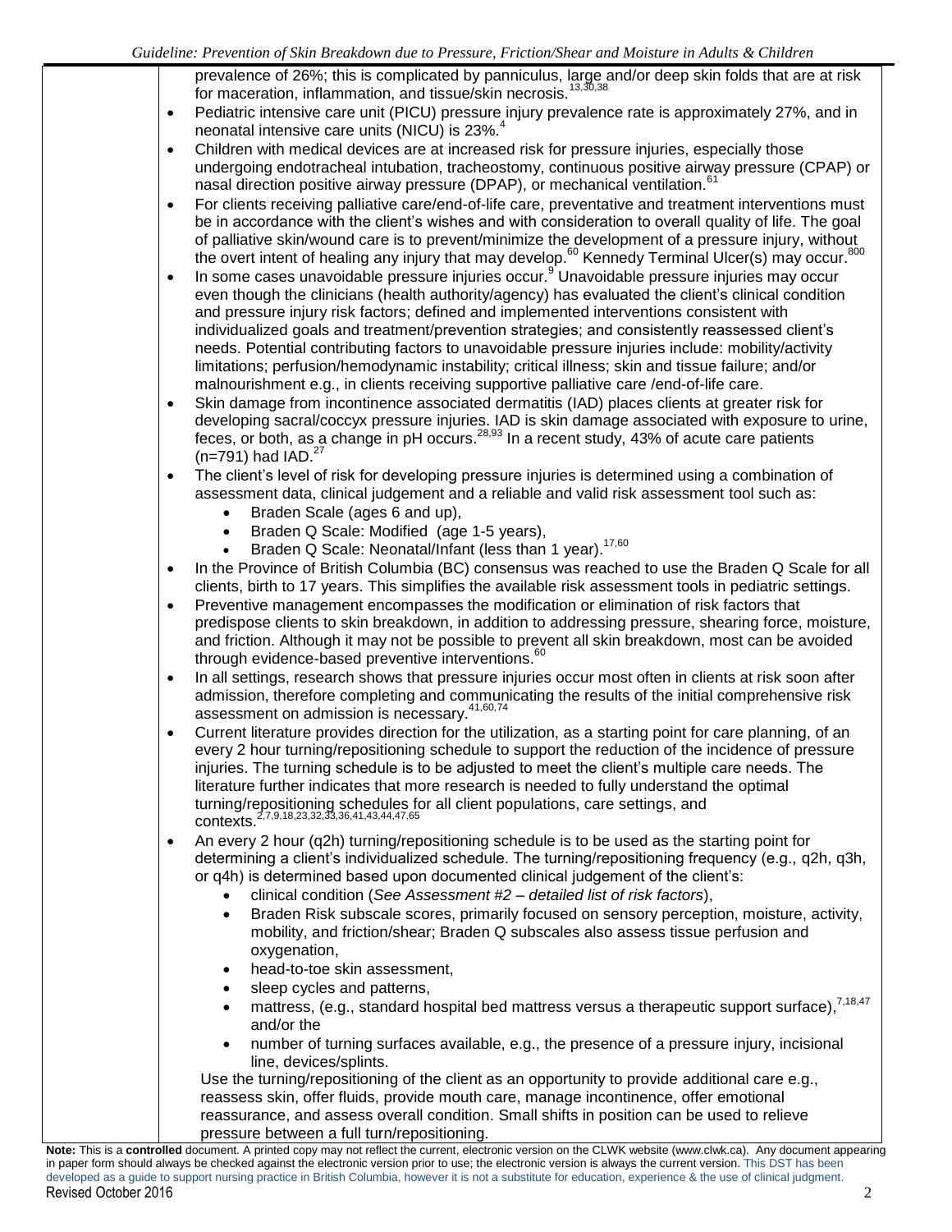prevalence of 26%; this is complicated by panniculus, large and/or deep skin folds that are at risk for maceration, inflammation, and tissue/skin necrosis.[13,30,38]

- Pediatric intensive care unit (PICU) pressure injury prevalence rate is approximately 27%, and in neonatal intensive care units (NICU) is 23%.[4]
- Children with medical devices are at increased risk for pressure injuries, especially those undergoing endotracheal intubation, tracheostomy, continuous positive airway pressure (CPAP) or nasal direction positive airway pressure (DPAP), or mechanical ventilation.[61]
- For clients receiving palliative care/end-of-life care, preventative and treatment interventions must be in accordance with the client's wishes and with consideration to overall quality of life. The goal of palliative skin/wound care is to prevent/minimize the development of a pressure injury, without the overt intent of healing any injury that may develop.[60] Kennedy Terminal Ulcer(s) may occur.[800]
- In some cases unavoidable pressure injuries occur.[9] Unavoidable pressure injuries may occur even though the clinicians (health authority/agency) has evaluated the client's clinical condition and pressure injury risk factors; defined and implemented interventions consistent with individualized goals and treatment/prevention strategies; and consistently reassessed client's needs. Potential contributing factors to unavoidable pressure injuries include: mobility/activity limitations; perfusion/hemodynamic instability; critical illness; skin and tissue failure; and/or malnourishment e.g., in clients receiving supportive palliative care /end-of-life care.
- Skin damage from incontinence associated dermatitis (IAD) places clients at greater risk for developing sacral/coccyx pressure injuries. IAD is skin damage associated with exposure to urine, feces, or both, as a change in pH occurs.[28,93] In a recent study, 43% of acute care patients (n=791) had IAD.[27]
- The client's level of risk for developing pressure injuries is determined using a combination of assessment data, clinical judgement and a reliable and valid risk assessment tool such as:
  - Braden Scale (ages 6 and up),
  - Braden Q Scale: Modified (age 1-5 years),
  - Braden Q Scale: Neonatal/Infant (less than 1 year).[17,60]
- In the Province of British Columbia (BC) consensus was reached to use the Braden Q Scale for all clients, birth to 17 years. This simplifies the available risk assessment tools in pediatric settings.
- Preventive management encompasses the modification or elimination of risk factors that predispose clients to skin breakdown, in addition to addressing pressure, shearing force, moisture, and friction. Although it may not be possible to prevent all skin breakdown, most can be avoided through evidence-based preventive interventions.[60]
- In all settings, research shows that pressure injuries occur most often in clients at risk soon after admission, therefore completing and communicating the results of the initial comprehensive risk assessment on admission is necessary.[41,60,74]
- Current literature provides direction for the utilization, as a starting point for care planning, of an every 2 hour turning/repositioning schedule to support the reduction of the incidence of pressure injuries. The turning schedule is to be adjusted to meet the client's multiple care needs. The literature further indicates that more research is needed to fully understand the optimal turning/repositioning schedules for all client populations, care settings, and contexts.[2,7,9,18,23,32,33,36,41,43,44,47,65]
- An every 2 hour (q2h) turning/repositioning schedule is to be used as the starting point for determining a client's individualized schedule. The turning/repositioning frequency (e.g., q2h, q3h, or q4h) is determined based upon documented clinical judgement of the client's:
  - clinical condition (*See Assessment #2 – detailed list of risk factors*),
  - Braden Risk subscale scores, primarily focused on sensory perception, moisture, activity, mobility, and friction/shear; Braden Q subscales also assess tissue perfusion and oxygenation,
  - head-to-toe skin assessment,
  - sleep cycles and patterns,
  - mattress, (e.g., standard hospital bed mattress versus a therapeutic support surface),[7,18,47] and/or the
  - number of turning surfaces available, e.g., the presence of a pressure injury, incisional line, devices/splints.

  Use the turning/repositioning of the client as an opportunity to provide additional care e.g., reassess skin, offer fluids, provide mouth care, manage incontinence, offer emotional reassurance, and assess overall condition. Small shifts in position can be used to relieve pressure between a full turn/repositioning.

**Note:** This is a **controlled** document. A printed copy may not reflect the current, electronic version on the CLWK website (www.clwk.ca). Any document appearing in paper form should always be checked against the electronic version prior to use; the electronic version is always the current version. This DST has been developed as a guide to support nursing practice in British Columbia, however it is not a substitute for education, experience & the use of clinical judgment.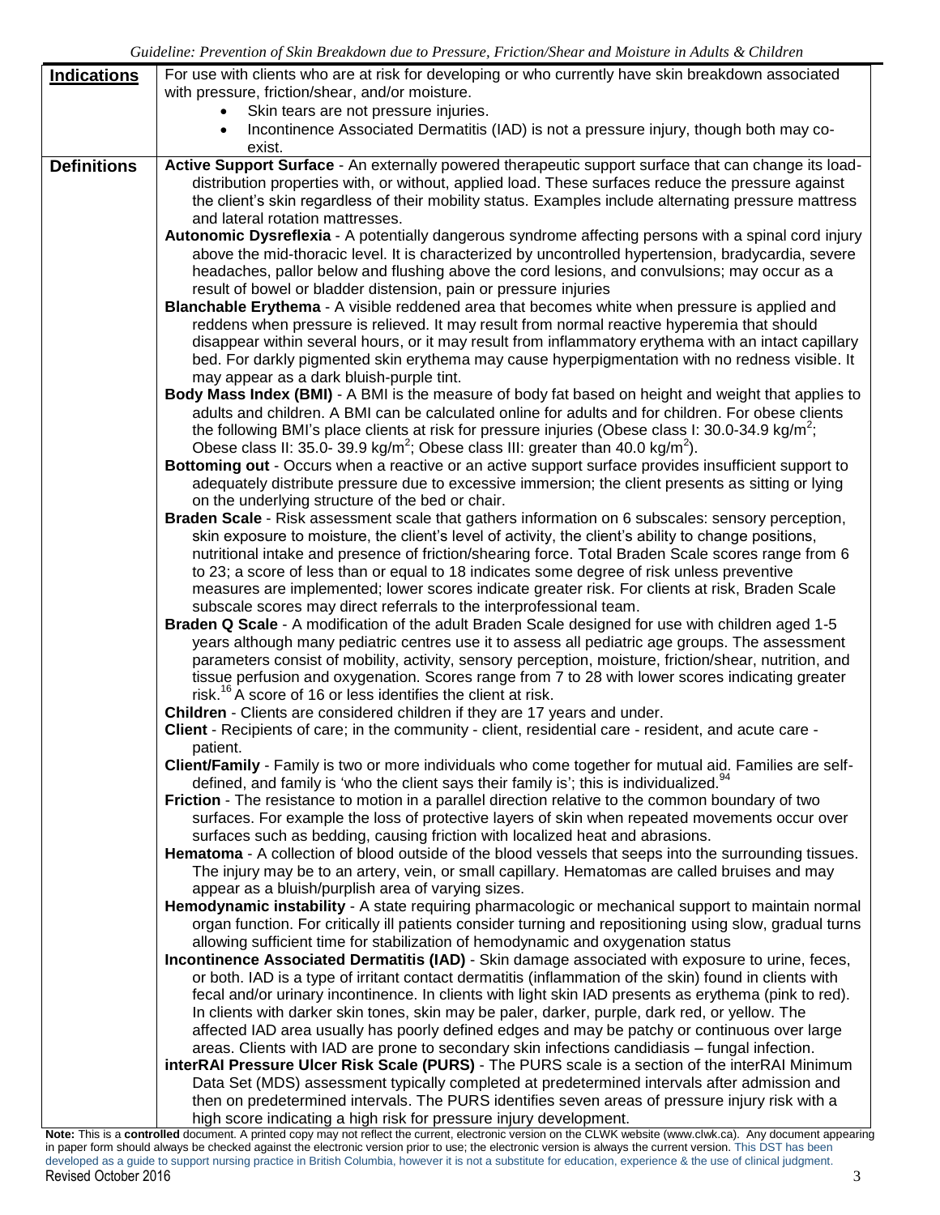| **Indications** | For use with clients who are at risk for developing or who currently have skin breakdown associated with pressure, friction/shear, and/or moisture.<br>• Skin tears are not pressure injuries.<br>• Incontinence Associated Dermatitis (IAD) is not a pressure injury, though both may co-exist. |
|---|---|
| **Definitions** | **Active Support Surface** - An externally powered therapeutic support surface that can change its load-distribution properties with, or without, applied load. These surfaces reduce the pressure against the client's skin regardless of their mobility status. Examples include alternating pressure mattress and lateral rotation mattresses.<br>**Autonomic Dysreflexia** - A potentially dangerous syndrome affecting persons with a spinal cord injury above the mid-thoracic level. It is characterized by uncontrolled hypertension, bradycardia, severe headaches, pallor below and flushing above the cord lesions, and convulsions; may occur as a result of bowel or bladder distension, pain or pressure injuries<br>**Blanchable Erythema** - A visible reddened area that becomes white when pressure is applied and reddens when pressure is relieved. It may result from normal reactive hyperemia that should disappear within several hours, or it may result from inflammatory erythema with an intact capillary bed. For darkly pigmented skin erythema may cause hyperpigmentation with no redness visible. It may appear as a dark bluish-purple tint.<br>**Body Mass Index (BMI)** - A BMI is the measure of body fat based on height and weight that applies to adults and children. A BMI can be calculated online for adults and for children. For obese clients the following BMI's place clients at risk for pressure injuries (Obese class I: 30.0-34.9 kg/m$^2$; Obese class II: 35.0- 39.9 kg/m$^2$; Obese class III: greater than 40.0 kg/m$^2$).<br>**Bottoming out** - Occurs when a reactive or an active support surface provides insufficient support to adequately distribute pressure due to excessive immersion; the client presents as sitting or lying on the underlying structure of the bed or chair.<br>**Braden Scale** - Risk assessment scale that gathers information on 6 subscales: sensory perception, skin exposure to moisture, the client's level of activity, the client's ability to change positions, nutritional intake and presence of friction/shearing force. Total Braden Scale scores range from 6 to 23; a score of less than or equal to 18 indicates some degree of risk unless preventive measures are implemented; lower scores indicate greater risk. For clients at risk, Braden Scale subscale scores may direct referrals to the interprofessional team.<br>**Braden Q Scale** - A modification of the adult Braden Scale designed for use with children aged 1-5 years although many pediatric centres use it to assess all pediatric age groups. The assessment parameters consist of mobility, activity, sensory perception, moisture, friction/shear, nutrition, and tissue perfusion and oxygenation. Scores range from 7 to 28 with lower scores indicating greater risk.[16] A score of 16 or less identifies the client at risk.<br>**Children** - Clients are considered children if they are 17 years and under.<br>**Client** - Recipients of care; in the community - client, residential care - resident, and acute care - patient.<br>**Client/Family** - Family is two or more individuals who come together for mutual aid. Families are self-defined, and family is 'who the client says their family is'; this is individualized.[94]<br>**Friction** - The resistance to motion in a parallel direction relative to the common boundary of two surfaces. For example the loss of protective layers of skin when repeated movements occur over surfaces such as bedding, causing friction with localized heat and abrasions.<br>**Hematoma** - A collection of blood outside of the blood vessels that seeps into the surrounding tissues. The injury may be to an artery, vein, or small capillary. Hematomas are called bruises and may appear as a bluish/purplish area of varying sizes.<br>**Hemodynamic instability** - A state requiring pharmacologic or mechanical support to maintain normal organ function. For critically ill patients consider turning and repositioning using slow, gradual turns allowing sufficient time for stabilization of hemodynamic and oxygenation status<br>**Incontinence Associated Dermatitis (IAD)** - Skin damage associated with exposure to urine, feces, or both. IAD is a type of irritant contact dermatitis (inflammation of the skin) found in clients with fecal and/or urinary incontinence. In clients with light skin IAD presents as erythema (pink to red). In clients with darker skin tones, skin may be paler, darker, purple, dark red, or yellow. The affected IAD area usually has poorly defined edges and may be patchy or continuous over large areas. Clients with IAD are prone to secondary skin infections candidiasis – fungal infection.<br>**interRAI Pressure Ulcer Risk Scale (PURS)** - The PURS scale is a section of the interRAI Minimum Data Set (MDS) assessment typically completed at predetermined intervals after admission and then on predetermined intervals. The PURS identifies seven areas of pressure injury risk with a high score indicating a high risk for pressure injury development. |

**Note:** This is a **controlled** document. A printed copy may not reflect the current, electronic version on the CLWK website (www.clwk.ca). Any document appearing in paper form should always be checked against the electronic version prior to use; the electronic version is always the current version. This DST has been developed as a guide to support nursing practice in British Columbia, however it is not a substitute for education, experience & the use of clinical judgment.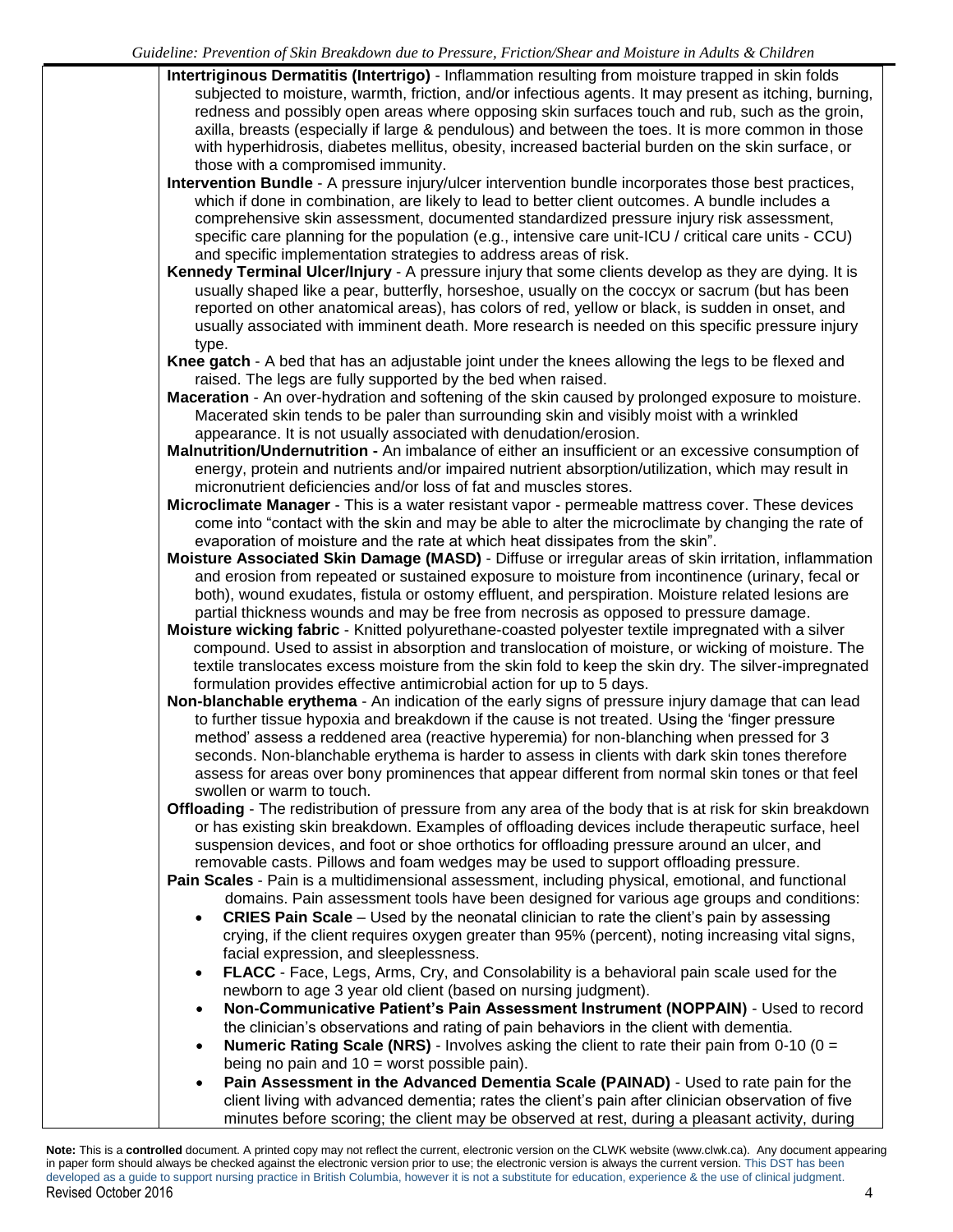**Intertriginous Dermatitis (Intertrigo)** - Inflammation resulting from moisture trapped in skin folds subjected to moisture, warmth, friction, and/or infectious agents. It may present as itching, burning, redness and possibly open areas where opposing skin surfaces touch and rub, such as the groin, axilla, breasts (especially if large & pendulous) and between the toes. It is more common in those with hyperhidrosis, diabetes mellitus, obesity, increased bacterial burden on the skin surface, or those with a compromised immunity.

**Intervention Bundle** - A pressure injury/ulcer intervention bundle incorporates those best practices, which if done in combination, are likely to lead to better client outcomes. A bundle includes a comprehensive skin assessment, documented standardized pressure injury risk assessment, specific care planning for the population (e.g., intensive care unit-ICU / critical care units - CCU) and specific implementation strategies to address areas of risk.

**Kennedy Terminal Ulcer/Injury** - A pressure injury that some clients develop as they are dying. It is usually shaped like a pear, butterfly, horseshoe, usually on the coccyx or sacrum (but has been reported on other anatomical areas), has colors of red, yellow or black, is sudden in onset, and usually associated with imminent death. More research is needed on this specific pressure injury type.

**Knee gatch** - A bed that has an adjustable joint under the knees allowing the legs to be flexed and raised. The legs are fully supported by the bed when raised.

**Maceration** - An over-hydration and softening of the skin caused by prolonged exposure to moisture. Macerated skin tends to be paler than surrounding skin and visibly moist with a wrinkled appearance. It is not usually associated with denudation/erosion.

**Malnutrition/Undernutrition -** An imbalance of either an insufficient or an excessive consumption of energy, protein and nutrients and/or impaired nutrient absorption/utilization, which may result in micronutrient deficiencies and/or loss of fat and muscles stores.

**Microclimate Manager** - This is a water resistant vapor - permeable mattress cover. These devices come into "contact with the skin and may be able to alter the microclimate by changing the rate of evaporation of moisture and the rate at which heat dissipates from the skin".

**Moisture Associated Skin Damage (MASD)** - Diffuse or irregular areas of skin irritation, inflammation and erosion from repeated or sustained exposure to moisture from incontinence (urinary, fecal or both), wound exudates, fistula or ostomy effluent, and perspiration. Moisture related lesions are partial thickness wounds and may be free from necrosis as opposed to pressure damage.

**Moisture wicking fabric** - Knitted polyurethane-coasted polyester textile impregnated with a silver compound. Used to assist in absorption and translocation of moisture, or wicking of moisture. The textile translocates excess moisture from the skin fold to keep the skin dry. The silver-impregnated formulation provides effective antimicrobial action for up to 5 days.

**Non-blanchable erythema** - An indication of the early signs of pressure injury damage that can lead to further tissue hypoxia and breakdown if the cause is not treated. Using the 'finger pressure method' assess a reddened area (reactive hyperemia) for non-blanching when pressed for 3 seconds. Non-blanchable erythema is harder to assess in clients with dark skin tones therefore assess for areas over bony prominences that appear different from normal skin tones or that feel swollen or warm to touch.

**Offloading** - The redistribution of pressure from any area of the body that is at risk for skin breakdown or has existing skin breakdown. Examples of offloading devices include therapeutic surface, heel suspension devices, and foot or shoe orthotics for offloading pressure around an ulcer, and removable casts. Pillows and foam wedges may be used to support offloading pressure.

**Pain Scales** - Pain is a multidimensional assessment, including physical, emotional, and functional domains. Pain assessment tools have been designed for various age groups and conditions:

- **CRIES Pain Scale** – Used by the neonatal clinician to rate the client's pain by assessing crying, if the client requires oxygen greater than 95% (percent), noting increasing vital signs, facial expression, and sleeplessness.
- **FLACC** - Face, Legs, Arms, Cry, and Consolability is a behavioral pain scale used for the newborn to age 3 year old client (based on nursing judgment).
- **Non-Communicative Patient's Pain Assessment Instrument (NOPPAIN)** - Used to record the clinician's observations and rating of pain behaviors in the client with dementia.
- **Numeric Rating Scale (NRS)** - Involves asking the client to rate their pain from 0-10 (0 = being no pain and 10 = worst possible pain).
- **Pain Assessment in the Advanced Dementia Scale (PAINAD)** - Used to rate pain for the client living with advanced dementia; rates the client's pain after clinician observation of five minutes before scoring; the client may be observed at rest, during a pleasant activity, during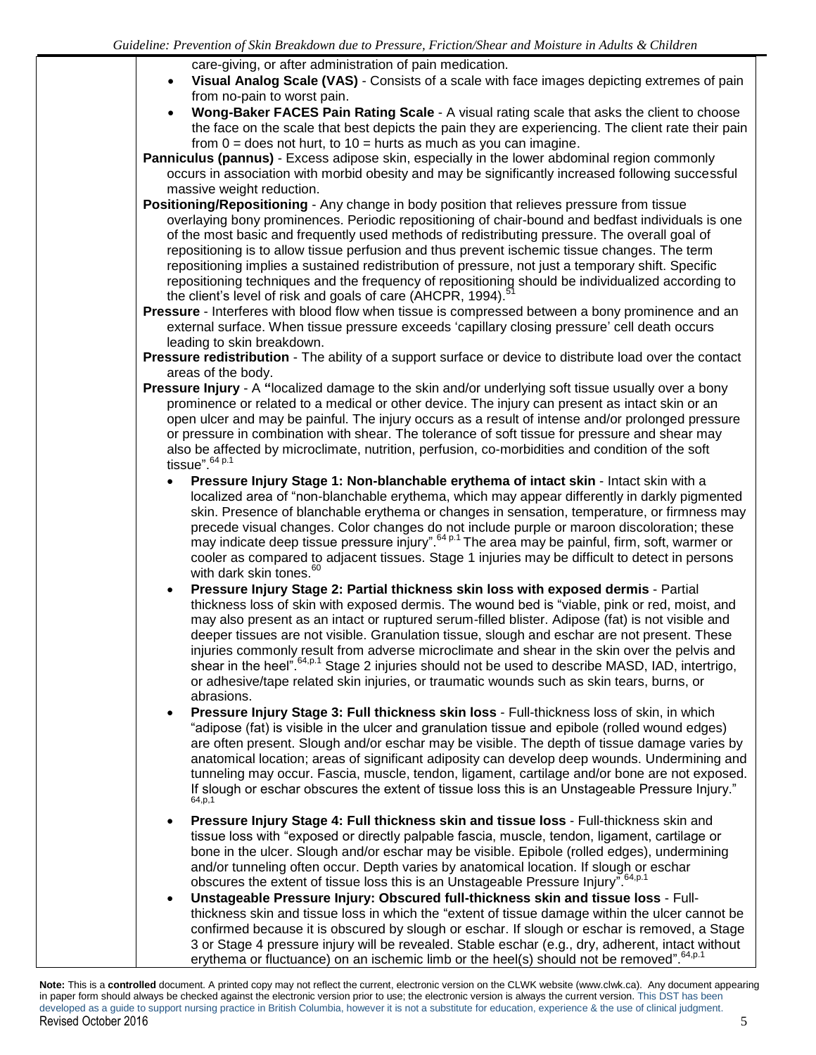care-giving, or after administration of pain medication.

- **Visual Analog Scale (VAS)** - Consists of a scale with face images depicting extremes of pain from no-pain to worst pain.
- **Wong-Baker FACES Pain Rating Scale** - A visual rating scale that asks the client to choose the face on the scale that best depicts the pain they are experiencing. The client rate their pain from 0 = does not hurt, to 10 = hurts as much as you can imagine.

**Panniculus (pannus)** - Excess adipose skin, especially in the lower abdominal region commonly occurs in association with morbid obesity and may be significantly increased following successful massive weight reduction.

**Positioning/Repositioning** - Any change in body position that relieves pressure from tissue overlaying bony prominences. Periodic repositioning of chair-bound and bedfast individuals is one of the most basic and frequently used methods of redistributing pressure. The overall goal of repositioning is to allow tissue perfusion and thus prevent ischemic tissue changes. The term repositioning implies a sustained redistribution of pressure, not just a temporary shift. Specific repositioning techniques and the frequency of repositioning should be individualized according to the client's level of risk and goals of care (AHCPR, 1994).[51]

**Pressure** - Interferes with blood flow when tissue is compressed between a bony prominence and an external surface. When tissue pressure exceeds 'capillary closing pressure' cell death occurs leading to skin breakdown.

**Pressure redistribution** - The ability of a support surface or device to distribute load over the contact areas of the body.

**Pressure Injury** - A **"**localized damage to the skin and/or underlying soft tissue usually over a bony prominence or related to a medical or other device. The injury can present as intact skin or an open ulcer and may be painful. The injury occurs as a result of intense and/or prolonged pressure or pressure in combination with shear. The tolerance of soft tissue for pressure and shear may also be affected by microclimate, nutrition, perfusion, co-morbidities and condition of the soft tissue".[64 p.1]

- **Pressure Injury Stage 1: Non-blanchable erythema of intact skin** - Intact skin with a localized area of "non-blanchable erythema, which may appear differently in darkly pigmented skin. Presence of blanchable erythema or changes in sensation, temperature, or firmness may precede visual changes. Color changes do not include purple or maroon discoloration; these may indicate deep tissue pressure injury".[64 p.1] The area may be painful, firm, soft, warmer or cooler as compared to adjacent tissues. Stage 1 injuries may be difficult to detect in persons with dark skin tones.[60]
- **Pressure Injury Stage 2: Partial thickness skin loss with exposed dermis** - Partial thickness loss of skin with exposed dermis. The wound bed is "viable, pink or red, moist, and may also present as an intact or ruptured serum-filled blister. Adipose (fat) is not visible and deeper tissues are not visible. Granulation tissue, slough and eschar are not present. These injuries commonly result from adverse microclimate and shear in the skin over the pelvis and shear in the heel".[64,p.1] Stage 2 injuries should not be used to describe MASD, IAD, intertrigo, or adhesive/tape related skin injuries, or traumatic wounds such as skin tears, burns, or abrasions.
- **Pressure Injury Stage 3: Full thickness skin loss** - Full-thickness loss of skin, in which "adipose (fat) is visible in the ulcer and granulation tissue and epibole (rolled wound edges) are often present. Slough and/or eschar may be visible. The depth of tissue damage varies by anatomical location; areas of significant adiposity can develop deep wounds. Undermining and tunneling may occur. Fascia, muscle, tendon, ligament, cartilage and/or bone are not exposed. If slough or eschar obscures the extent of tissue loss this is an Unstageable Pressure Injury."[64,p,1]
- **Pressure Injury Stage 4: Full thickness skin and tissue loss** - Full-thickness skin and tissue loss with "exposed or directly palpable fascia, muscle, tendon, ligament, cartilage or bone in the ulcer. Slough and/or eschar may be visible. Epibole (rolled edges), undermining and/or tunneling often occur. Depth varies by anatomical location. If slough or eschar obscures the extent of tissue loss this is an Unstageable Pressure Injury".[64,p.1]
- **Unstageable Pressure Injury: Obscured full-thickness skin and tissue loss** - Full-thickness skin and tissue loss in which the "extent of tissue damage within the ulcer cannot be confirmed because it is obscured by slough or eschar. If slough or eschar is removed, a Stage 3 or Stage 4 pressure injury will be revealed. Stable eschar (e.g., dry, adherent, intact without erythema or fluctuance) on an ischemic limb or the heel(s) should not be removed".[64,p.1]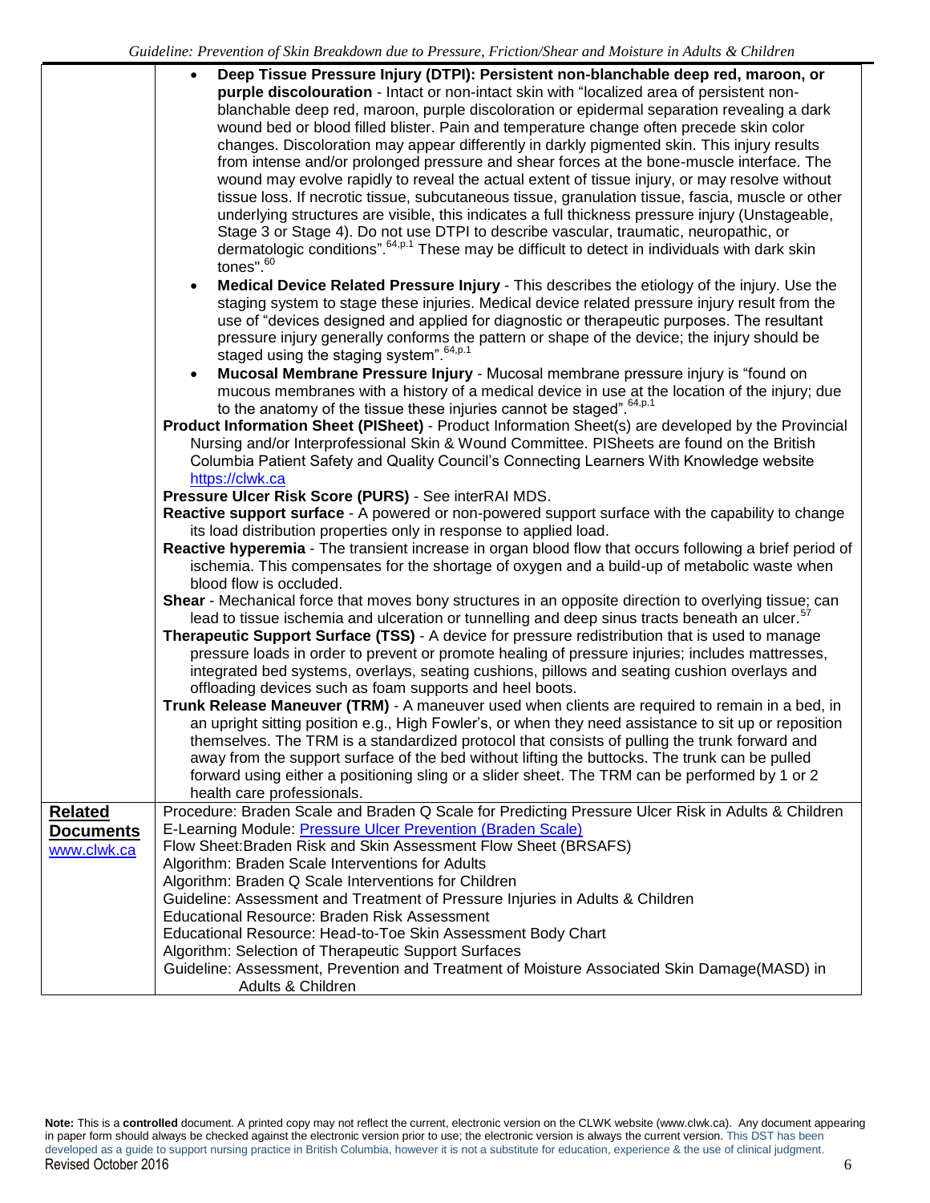- **Deep Tissue Pressure Injury (DTPI): Persistent non-blanchable deep red, maroon, or purple discolouration** - Intact or non-intact skin with "localized area of persistent non-blanchable deep red, maroon, purple discoloration or epidermal separation revealing a dark wound bed or blood filled blister. Pain and temperature change often precede skin color changes. Discoloration may appear differently in darkly pigmented skin. This injury results from intense and/or prolonged pressure and shear forces at the bone-muscle interface. The wound may evolve rapidly to reveal the actual extent of tissue injury, or may resolve without tissue loss. If necrotic tissue, subcutaneous tissue, granulation tissue, fascia, muscle or other underlying structures are visible, this indicates a full thickness pressure injury (Unstageable, Stage 3 or Stage 4). Do not use DTPI to describe vascular, traumatic, neuropathic, or dermatologic conditions".[64,p.1] These may be difficult to detect in individuals with dark skin tones".[60]
- **Medical Device Related Pressure Injury** - This describes the etiology of the injury. Use the staging system to stage these injuries. Medical device related pressure injury result from the use of "devices designed and applied for diagnostic or therapeutic purposes. The resultant pressure injury generally conforms the pattern or shape of the device; the injury should be staged using the staging system".[64,p.1]
- **Mucosal Membrane Pressure Injury** - Mucosal membrane pressure injury is "found on mucous membranes with a history of a medical device in use at the location of the injury; due to the anatomy of the tissue these injuries cannot be staged".[64,p.1]

**Product Information Sheet (PISheet)** - Product Information Sheet(s) are developed by the Provincial Nursing and/or Interprofessional Skin & Wound Committee. PISheets are found on the British Columbia Patient Safety and Quality Council's Connecting Learners With Knowledge website https://clwk.ca

**Pressure Ulcer Risk Score (PURS)** - See interRAI MDS.

**Reactive support surface** - A powered or non-powered support surface with the capability to change its load distribution properties only in response to applied load.

**Reactive hyperemia** - The transient increase in organ blood flow that occurs following a brief period of ischemia. This compensates for the shortage of oxygen and a build-up of metabolic waste when blood flow is occluded.

**Shear** - Mechanical force that moves bony structures in an opposite direction to overlying tissue; can lead to tissue ischemia and ulceration or tunnelling and deep sinus tracts beneath an ulcer.[57]

**Therapeutic Support Surface (TSS)** - A device for pressure redistribution that is used to manage pressure loads in order to prevent or promote healing of pressure injuries; includes mattresses, integrated bed systems, overlays, seating cushions, pillows and seating cushion overlays and offloading devices such as foam supports and heel boots.

**Trunk Release Maneuver (TRM)** - A maneuver used when clients are required to remain in a bed, in an upright sitting position e.g., High Fowler's, or when they need assistance to sit up or reposition themselves. The TRM is a standardized protocol that consists of pulling the trunk forward and away from the support surface of the bed without lifting the buttocks. The trunk can be pulled forward using either a positioning sling or a slider sheet. The TRM can be performed by 1 or 2 health care professionals.

| **Related Documents** www.clwk.ca | |
|---|---|
| | Procedure: Braden Scale and Braden Q Scale for Predicting Pressure Ulcer Risk in Adults & Children<br>E-Learning Module: Pressure Ulcer Prevention (Braden Scale)<br>Flow Sheet: Braden Risk and Skin Assessment Flow Sheet (BRSAFS)<br>Algorithm: Braden Scale Interventions for Adults<br>Algorithm: Braden Q Scale Interventions for Children<br>Guideline: Assessment and Treatment of Pressure Injuries in Adults & Children<br>Educational Resource: Braden Risk Assessment<br>Educational Resource: Head-to-Toe Skin Assessment Body Chart<br>Algorithm: Selection of Therapeutic Support Surfaces<br>Guideline: Assessment, Prevention and Treatment of Moisture Associated Skin Damage(MASD) in Adults & Children |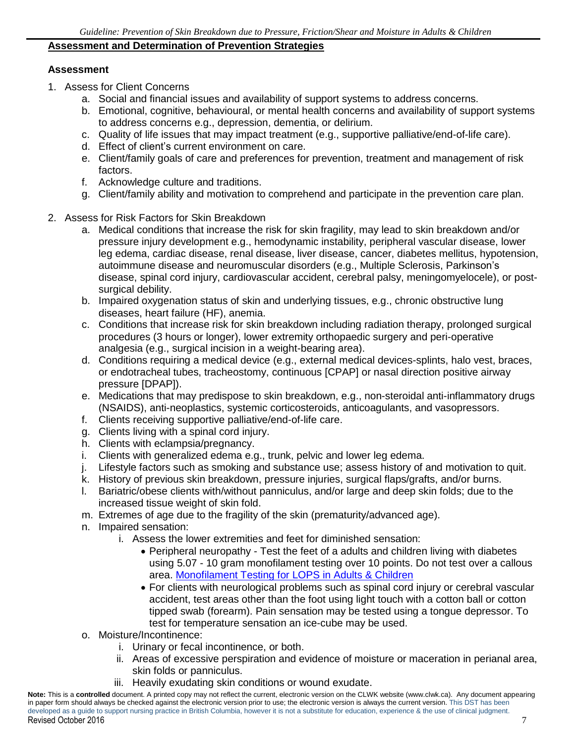## Assessment and Determination of Prevention Strategies

### Assessment

1. Assess for Client Concerns
   a. Social and financial issues and availability of support systems to address concerns.
   b. Emotional, cognitive, behavioural, or mental health concerns and availability of support systems to address concerns e.g., depression, dementia, or delirium.
   c. Quality of life issues that may impact treatment (e.g., supportive palliative/end-of-life care).
   d. Effect of client's current environment on care.
   e. Client/family goals of care and preferences for prevention, treatment and management of risk factors.
   f. Acknowledge culture and traditions.
   g. Client/family ability and motivation to comprehend and participate in the prevention care plan.

2. Assess for Risk Factors for Skin Breakdown
   a. Medical conditions that increase the risk for skin fragility, may lead to skin breakdown and/or pressure injury development e.g., hemodynamic instability, peripheral vascular disease, lower leg edema, cardiac disease, renal disease, liver disease, cancer, diabetes mellitus, hypotension, autoimmune disease and neuromuscular disorders (e.g., Multiple Sclerosis, Parkinson's disease, spinal cord injury, cardiovascular accident, cerebral palsy, meningomyelocele), or post-surgical debility.
   b. Impaired oxygenation status of skin and underlying tissues, e.g., chronic obstructive lung diseases, heart failure (HF), anemia.
   c. Conditions that increase risk for skin breakdown including radiation therapy, prolonged surgical procedures (3 hours or longer), lower extremity orthopaedic surgery and peri-operative analgesia (e.g., surgical incision in a weight-bearing area).
   d. Conditions requiring a medical device (e.g., external medical devices-splints, halo vest, braces, or endotracheal tubes, tracheostomy, continuous [CPAP] or nasal direction positive airway pressure [DPAP]).
   e. Medications that may predispose to skin breakdown, e.g., non-steroidal anti-inflammatory drugs (NSAIDS), anti-neoplastics, systemic corticosteroids, anticoagulants, and vasopressors.
   f. Clients receiving supportive palliative/end-of-life care.
   g. Clients living with a spinal cord injury.
   h. Clients with eclampsia/pregnancy.
   i. Clients with generalized edema e.g., trunk, pelvic and lower leg edema.
   j. Lifestyle factors such as smoking and substance use; assess history of and motivation to quit.
   k. History of previous skin breakdown, pressure injuries, surgical flaps/grafts, and/or burns.
   l. Bariatric/obese clients with/without panniculus, and/or large and deep skin folds; due to the increased tissue weight of skin fold.
   m. Extremes of age due to the fragility of the skin (prematurity/advanced age).
   n. Impaired sensation:
      i. Assess the lower extremities and feet for diminished sensation:
         - Peripheral neuropathy - Test the feet of a adults and children living with diabetes using 5.07 - 10 gram monofilament testing over 10 points. Do not test over a callous area. [Monofilament Testing for LOPS in Adults & Children]
         - For clients with neurological problems such as spinal cord injury or cerebral vascular accident, test areas other than the foot using light touch with a cotton ball or cotton tipped swab (forearm). Pain sensation may be tested using a tongue depressor. To test for temperature sensation an ice-cube may be used.
   o. Moisture/Incontinence:
      i. Urinary or fecal incontinence, or both.
      ii. Areas of excessive perspiration and evidence of moisture or maceration in perianal area, skin folds or panniculus.
      iii. Heavily exudating skin conditions or wound exudate.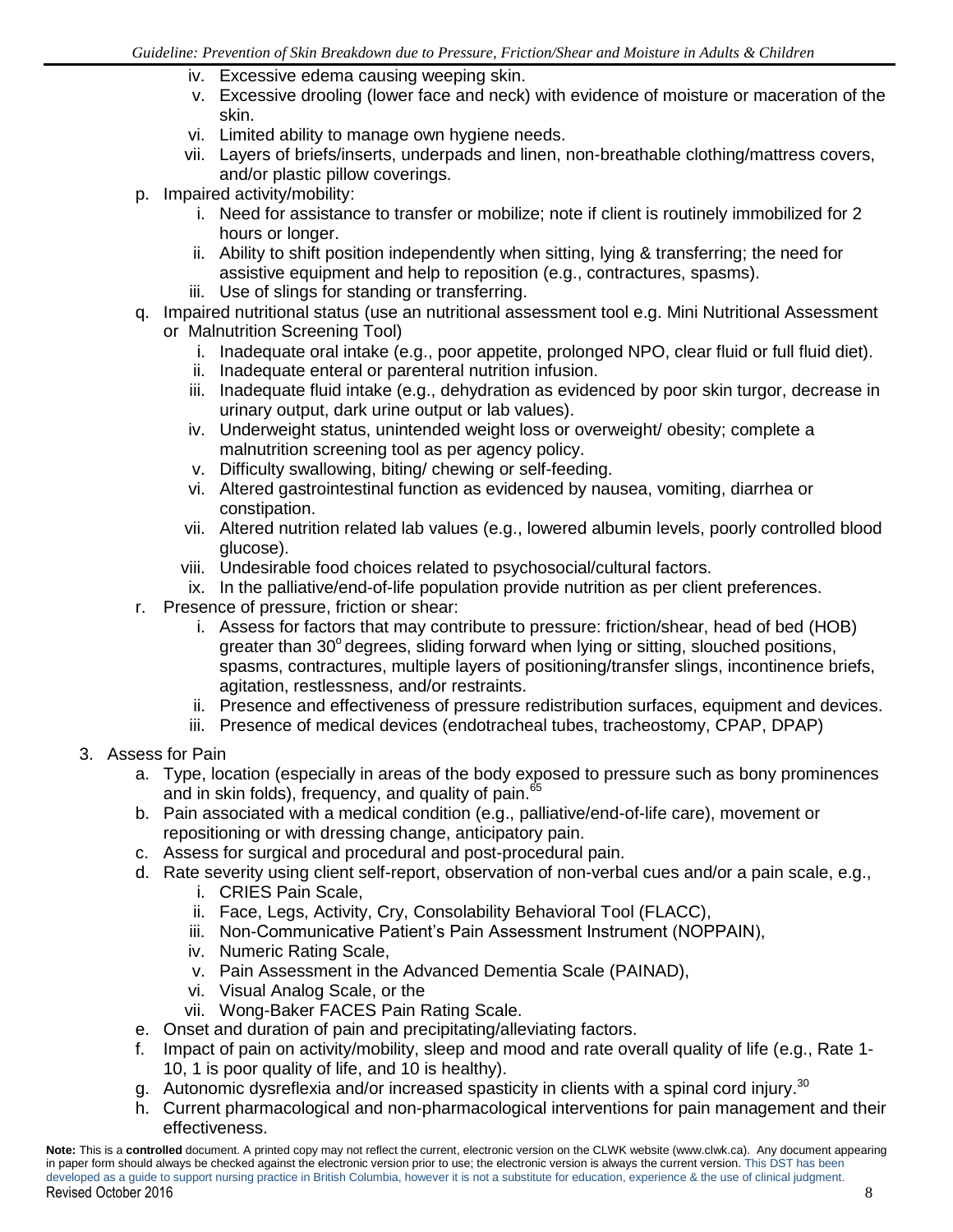iv. Excessive edema causing weeping skin.
   v. Excessive drooling (lower face and neck) with evidence of moisture or maceration of the skin.
   vi. Limited ability to manage own hygiene needs.
   vii. Layers of briefs/inserts, underpads and linen, non-breathable clothing/mattress covers, and/or plastic pillow coverings.

p. Impaired activity/mobility:
   i. Need for assistance to transfer or mobilize; note if client is routinely immobilized for 2 hours or longer.
   ii. Ability to shift position independently when sitting, lying & transferring; the need for assistive equipment and help to reposition (e.g., contractures, spasms).
   iii. Use of slings for standing or transferring.

q. Impaired nutritional status (use an nutritional assessment tool e.g. Mini Nutritional Assessment or Malnutrition Screening Tool)
   i. Inadequate oral intake (e.g., poor appetite, prolonged NPO, clear fluid or full fluid diet).
   ii. Inadequate enteral or parenteral nutrition infusion.
   iii. Inadequate fluid intake (e.g., dehydration as evidenced by poor skin turgor, decrease in urinary output, dark urine output or lab values).
   iv. Underweight status, unintended weight loss or overweight/ obesity; complete a malnutrition screening tool as per agency policy.
   v. Difficulty swallowing, biting/ chewing or self-feeding.
   vi. Altered gastrointestinal function as evidenced by nausea, vomiting, diarrhea or constipation.
   vii. Altered nutrition related lab values (e.g., lowered albumin levels, poorly controlled blood glucose).
   viii. Undesirable food choices related to psychosocial/cultural factors.
   ix. In the palliative/end-of-life population provide nutrition as per client preferences.

r. Presence of pressure, friction or shear:
   i. Assess for factors that may contribute to pressure: friction/shear, head of bed (HOB) greater than $30^{o}$ degrees, sliding forward when lying or sitting, slouched positions, spasms, contractures, multiple layers of positioning/transfer slings, incontinence briefs, agitation, restlessness, and/or restraints.
   ii. Presence and effectiveness of pressure redistribution surfaces, equipment and devices.
   iii. Presence of medical devices (endotracheal tubes, tracheostomy, CPAP, DPAP)

3. Assess for Pain
   a. Type, location (especially in areas of the body exposed to pressure such as bony prominences and in skin folds), frequency, and quality of pain.[65]
   b. Pain associated with a medical condition (e.g., palliative/end-of-life care), movement or repositioning or with dressing change, anticipatory pain.
   c. Assess for surgical and procedural and post-procedural pain.
   d. Rate severity using client self-report, observation of non-verbal cues and/or a pain scale, e.g.,
      i. CRIES Pain Scale,
      ii. Face, Legs, Activity, Cry, Consolability Behavioral Tool (FLACC),
      iii. Non-Communicative Patient's Pain Assessment Instrument (NOPPAIN),
      iv. Numeric Rating Scale,
      v. Pain Assessment in the Advanced Dementia Scale (PAINAD),
      vi. Visual Analog Scale, or the
      vii. Wong-Baker FACES Pain Rating Scale.
   e. Onset and duration of pain and precipitating/alleviating factors.
   f. Impact of pain on activity/mobility, sleep and mood and rate overall quality of life (e.g., Rate 1-10, 1 is poor quality of life, and 10 is healthy).
   g. Autonomic dysreflexia and/or increased spasticity in clients with a spinal cord injury.[30]
   h. Current pharmacological and non-pharmacological interventions for pain management and their effectiveness.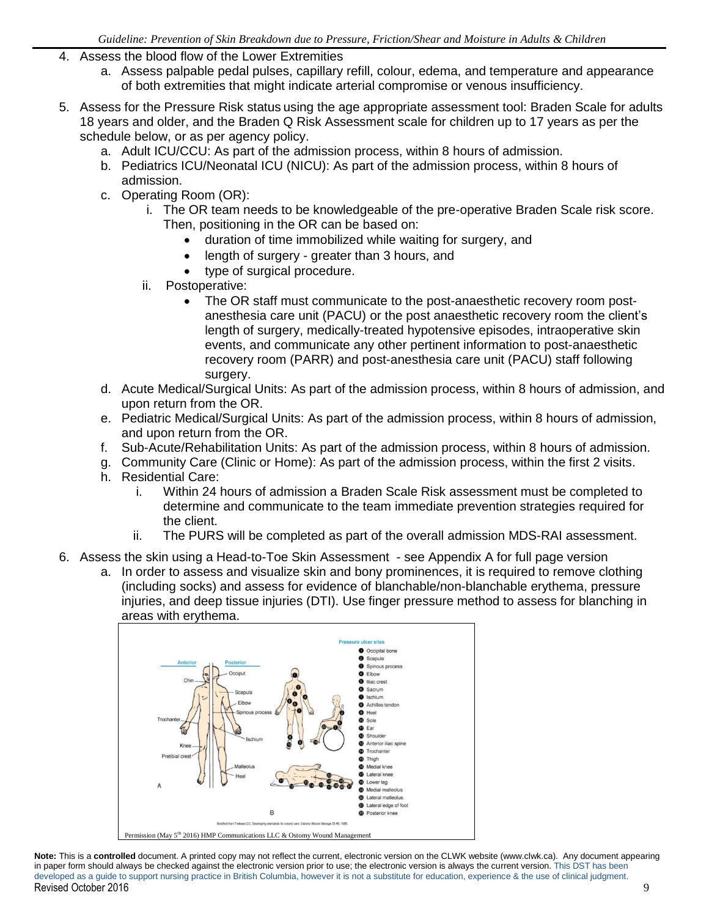4. Assess the blood flow of the Lower Extremities
   a. Assess palpable pedal pulses, capillary refill, colour, edema, and temperature and appearance of both extremities that might indicate arterial compromise or venous insufficiency.
5. Assess for the Pressure Risk status using the age appropriate assessment tool: Braden Scale for adults 18 years and older, and the Braden Q Risk Assessment scale for children up to 17 years as per the schedule below, or as per agency policy.
   a. Adult ICU/CCU: As part of the admission process, within 8 hours of admission.
   b. Pediatrics ICU/Neonatal ICU (NICU): As part of the admission process, within 8 hours of admission.
   c. Operating Room (OR):
      i. The OR team needs to be knowledgeable of the pre-operative Braden Scale risk score. Then, positioning in the OR can be based on:
         - duration of time immobilized while waiting for surgery, and
         - length of surgery - greater than 3 hours, and
         - type of surgical procedure.
      ii. Postoperative:
         - The OR staff must communicate to the post-anaesthetic recovery room post-anesthesia care unit (PACU) or the post anaesthetic recovery room the client's length of surgery, medically-treated hypotensive episodes, intraoperative skin events, and communicate any other pertinent information to post-anaesthetic recovery room (PARR) and post-anesthesia care unit (PACU) staff following surgery.
   d. Acute Medical/Surgical Units: As part of the admission process, within 8 hours of admission, and upon return from the OR.
   e. Pediatric Medical/Surgical Units: As part of the admission process, within 8 hours of admission, and upon return from the OR.
   f. Sub-Acute/Rehabilitation Units: As part of the admission process, within 8 hours of admission.
   g. Community Care (Clinic or Home): As part of the admission process, within the first 2 visits.
   h. Residential Care:
      i. Within 24 hours of admission a Braden Scale Risk assessment must be completed to determine and communicate to the team immediate prevention strategies required for the client.
      ii. The PURS will be completed as part of the overall admission MDS-RAI assessment.
6. Assess the skin using a Head-to-Toe Skin Assessment - see Appendix A for full page version
   a. In order to assess and visualize skin and bony prominences, it is required to remove clothing (including socks) and assess for evidence of blanchable/non-blanchable erythema, pressure injuries, and deep tissue injuries (DTI). Use finger pressure method to assess for blanching in areas with erythema.

Permission (May 5th 2016) HMP Communications LLC & Ostomy Wound Management

**Note:** This is a **controlled** document. A printed copy may not reflect the current, electronic version on the CLWK website (www.clwk.ca). Any document appearing in paper form should always be checked against the electronic version prior to use; the electronic version is always the current version. This DST has been developed as a guide to support nursing practice in British Columbia, however it is not a substitute for education, experience & the use of clinical judgment.
Revised October 2016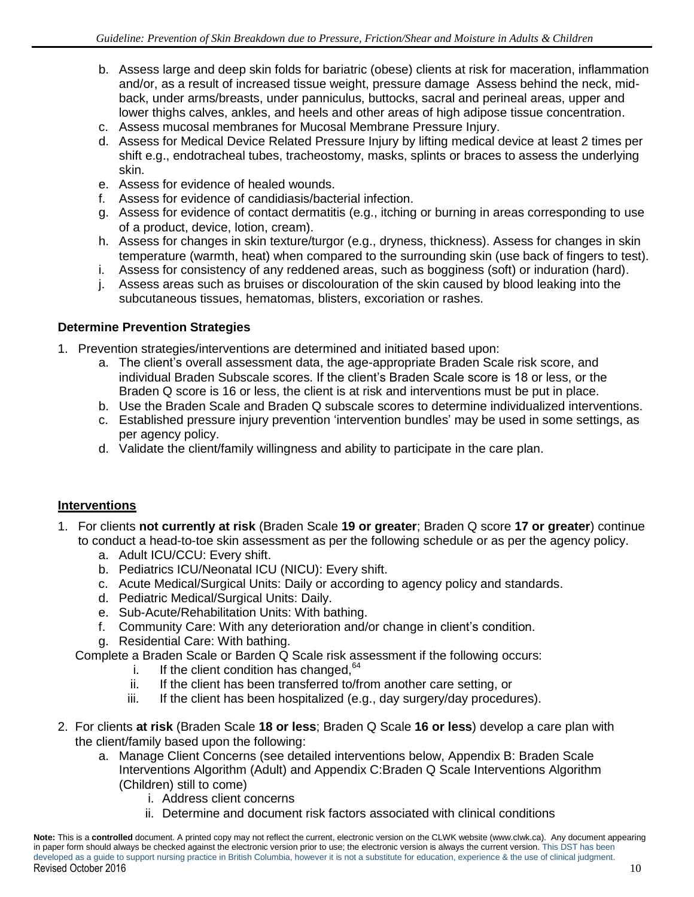b. Assess large and deep skin folds for bariatric (obese) clients at risk for maceration, inflammation and/or, as a result of increased tissue weight, pressure damage Assess behind the neck, mid-back, under arms/breasts, under panniculus, buttocks, sacral and perineal areas, upper and lower thighs calves, ankles, and heels and other areas of high adipose tissue concentration.
c. Assess mucosal membranes for Mucosal Membrane Pressure Injury.
d. Assess for Medical Device Related Pressure Injury by lifting medical device at least 2 times per shift e.g., endotracheal tubes, tracheostomy, masks, splints or braces to assess the underlying skin.
e. Assess for evidence of healed wounds.
f. Assess for evidence of candidiasis/bacterial infection.
g. Assess for evidence of contact dermatitis (e.g., itching or burning in areas corresponding to use of a product, device, lotion, cream).
h. Assess for changes in skin texture/turgor (e.g., dryness, thickness). Assess for changes in skin temperature (warmth, heat) when compared to the surrounding skin (use back of fingers to test).
i. Assess for consistency of any reddened areas, such as bogginess (soft) or induration (hard).
j. Assess areas such as bruises or discolouration of the skin caused by blood leaking into the subcutaneous tissues, hematomas, blisters, excoriation or rashes.

**Determine Prevention Strategies**

1. Prevention strategies/interventions are determined and initiated based upon:
   a. The client's overall assessment data, the age-appropriate Braden Scale risk score, and individual Braden Subscale scores. If the client's Braden Scale score is 18 or less, or the Braden Q score is 16 or less, the client is at risk and interventions must be put in place.
   b. Use the Braden Scale and Braden Q subscale scores to determine individualized interventions.
   c. Established pressure injury prevention 'intervention bundles' may be used in some settings, as per agency policy.
   d. Validate the client/family willingness and ability to participate in the care plan.

**Interventions**

1. For clients **not currently at risk** (Braden Scale **19 or greater**; Braden Q score **17 or greater**) continue to conduct a head-to-toe skin assessment as per the following schedule or as per the agency policy.
   a. Adult ICU/CCU: Every shift.
   b. Pediatrics ICU/Neonatal ICU (NICU): Every shift.
   c. Acute Medical/Surgical Units: Daily or according to agency policy and standards.
   d. Pediatric Medical/Surgical Units: Daily.
   e. Sub-Acute/Rehabilitation Units: With bathing.
   f. Community Care: With any deterioration and/or change in client's condition.
   g. Residential Care: With bathing.

   Complete a Braden Scale or Barden Q Scale risk assessment if the following occurs:
      i. If the client condition has changed,[64]
      ii. If the client has been transferred to/from another care setting, or
      iii. If the client has been hospitalized (e.g., day surgery/day procedures).

2. For clients **at risk** (Braden Scale **18 or less**; Braden Q Scale **16 or less**) develop a care plan with the client/family based upon the following:
   a. Manage Client Concerns (see detailed interventions below, Appendix B: Braden Scale Interventions Algorithm (Adult) and Appendix C:Braden Q Scale Interventions Algorithm (Children) still to come)
      i. Address client concerns
      ii. Determine and document risk factors associated with clinical conditions

**Note:** This is a **controlled** document. A printed copy may not reflect the current, electronic version on the CLWK website (www.clwk.ca). Any document appearing in paper form should always be checked against the electronic version prior to use; the electronic version is always the current version. This DST has been developed as a guide to support nursing practice in British Columbia, however it is not a substitute for education, experience & the use of clinical judgment.
Revised October 2016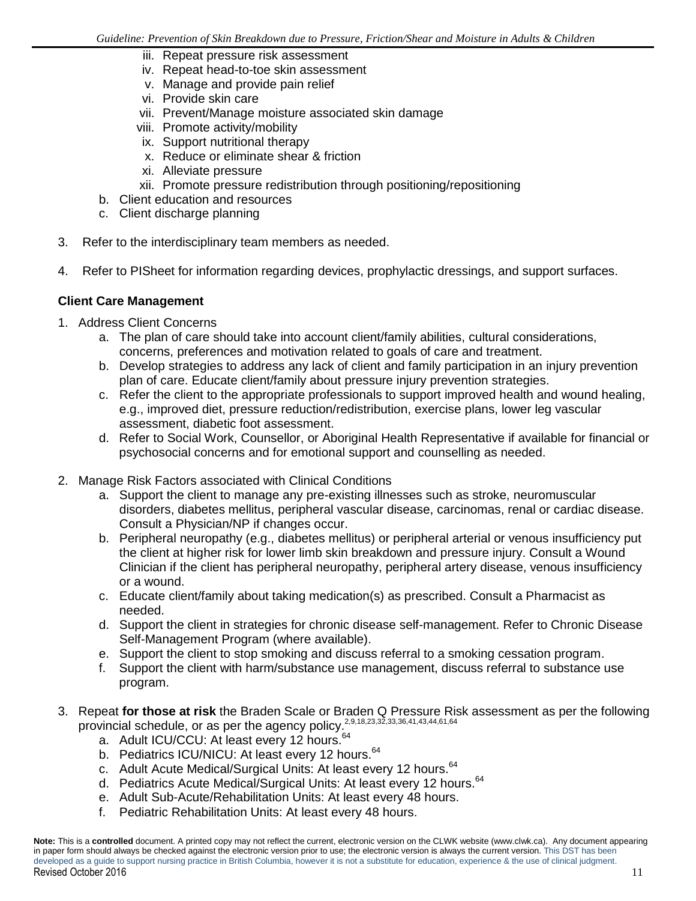iii. Repeat pressure risk assessment
   iv. Repeat head-to-toe skin assessment
   v. Manage and provide pain relief
   vi. Provide skin care
   vii. Prevent/Manage moisture associated skin damage
   viii. Promote activity/mobility
   ix. Support nutritional therapy
   x. Reduce or eliminate shear & friction
   xi. Alleviate pressure
   xii. Promote pressure redistribution through positioning/repositioning
   b. Client education and resources
   c. Client discharge planning

3. Refer to the interdisciplinary team members as needed.

4. Refer to PISheet for information regarding devices, prophylactic dressings, and support surfaces.

**Client Care Management**

1. Address Client Concerns
   a. The plan of care should take into account client/family abilities, cultural considerations, concerns, preferences and motivation related to goals of care and treatment.
   b. Develop strategies to address any lack of client and family participation in an injury prevention plan of care. Educate client/family about pressure injury prevention strategies.
   c. Refer the client to the appropriate professionals to support improved health and wound healing, e.g., improved diet, pressure reduction/redistribution, exercise plans, lower leg vascular assessment, diabetic foot assessment.
   d. Refer to Social Work, Counsellor, or Aboriginal Health Representative if available for financial or psychosocial concerns and for emotional support and counselling as needed.

2. Manage Risk Factors associated with Clinical Conditions
   a. Support the client to manage any pre-existing illnesses such as stroke, neuromuscular disorders, diabetes mellitus, peripheral vascular disease, carcinomas, renal or cardiac disease. Consult a Physician/NP if changes occur.
   b. Peripheral neuropathy (e.g., diabetes mellitus) or peripheral arterial or venous insufficiency put the client at higher risk for lower limb skin breakdown and pressure injury. Consult a Wound Clinician if the client has peripheral neuropathy, peripheral artery disease, venous insufficiency or a wound.
   c. Educate client/family about taking medication(s) as prescribed. Consult a Pharmacist as needed.
   d. Support the client in strategies for chronic disease self-management. Refer to Chronic Disease Self-Management Program (where available).
   e. Support the client to stop smoking and discuss referral to a smoking cessation program.
   f. Support the client with harm/substance use management, discuss referral to substance use program.

3. Repeat **for those at risk** the Braden Scale or Braden Q Pressure Risk assessment as per the following provincial schedule, or as per the agency policy.[2,9,18,23,32,33,36,41,43,44,61,64]
   a. Adult ICU/CCU: At least every 12 hours.[64]
   b. Pediatrics ICU/NICU: At least every 12 hours.[64]
   c. Adult Acute Medical/Surgical Units: At least every 12 hours.[64]
   d. Pediatrics Acute Medical/Surgical Units: At least every 12 hours.[64]
   e. Adult Sub-Acute/Rehabilitation Units: At least every 48 hours.
   f. Pediatric Rehabilitation Units: At least every 48 hours.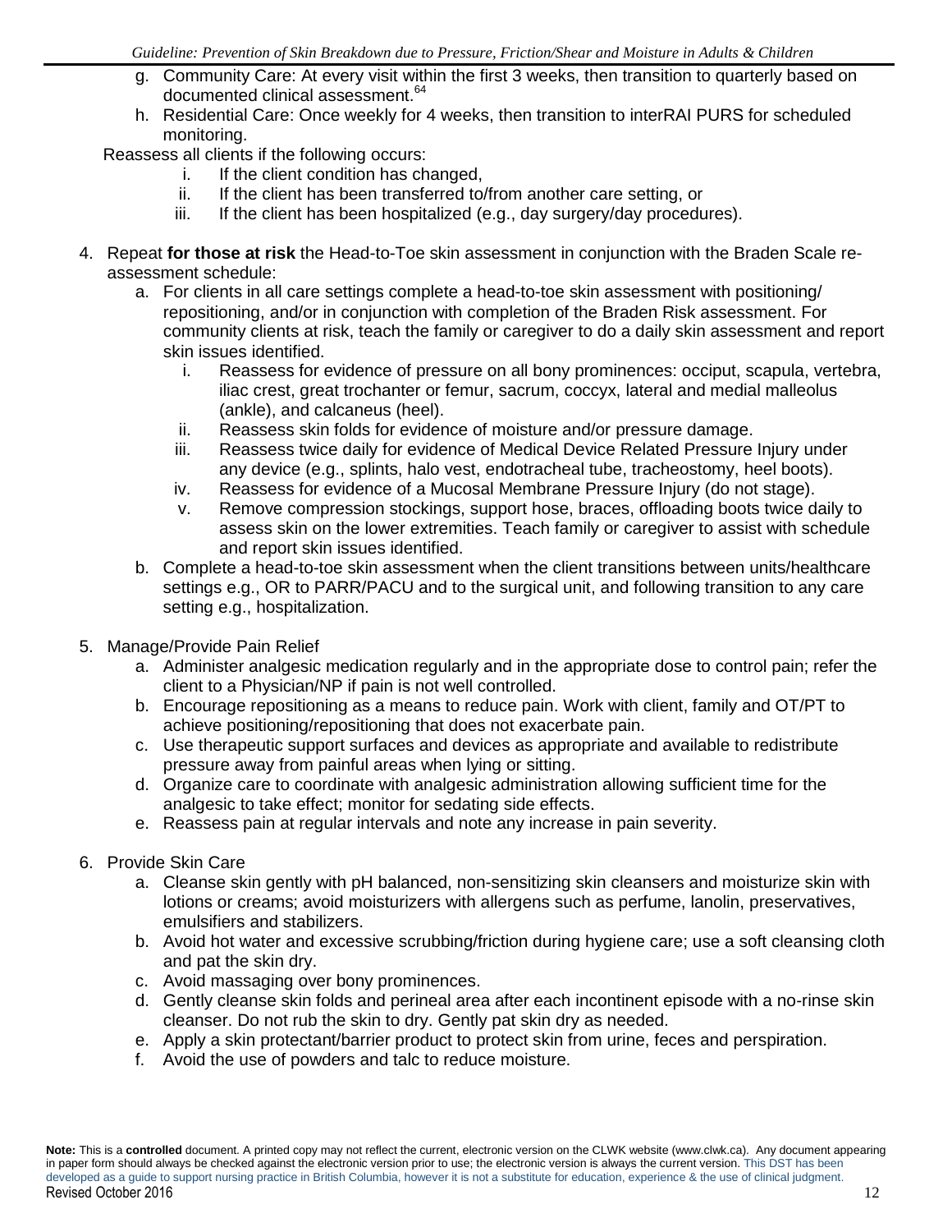g. Community Care: At every visit within the first 3 weeks, then transition to quarterly based on documented clinical assessment.[64]

h. Residential Care: Once weekly for 4 weeks, then transition to interRAI PURS for scheduled monitoring.

Reassess all clients if the following occurs:

i. If the client condition has changed,

ii. If the client has been transferred to/from another care setting, or

iii. If the client has been hospitalized (e.g., day surgery/day procedures).

4. Repeat **for those at risk** the Head-to-Toe skin assessment in conjunction with the Braden Scale re-assessment schedule:
   a. For clients in all care settings complete a head-to-toe skin assessment with positioning/ repositioning, and/or in conjunction with completion of the Braden Risk assessment. For community clients at risk, teach the family or caregiver to do a daily skin assessment and report skin issues identified.
      i. Reassess for evidence of pressure on all bony prominences: occiput, scapula, vertebra, iliac crest, great trochanter or femur, sacrum, coccyx, lateral and medial malleolus (ankle), and calcaneus (heel).
      ii. Reassess skin folds for evidence of moisture and/or pressure damage.
      iii. Reassess twice daily for evidence of Medical Device Related Pressure Injury under any device (e.g., splints, halo vest, endotracheal tube, tracheostomy, heel boots).
      iv. Reassess for evidence of a Mucosal Membrane Pressure Injury (do not stage).
      v. Remove compression stockings, support hose, braces, offloading boots twice daily to assess skin on the lower extremities. Teach family or caregiver to assist with schedule and report skin issues identified.
   b. Complete a head-to-toe skin assessment when the client transitions between units/healthcare settings e.g., OR to PARR/PACU and to the surgical unit, and following transition to any care setting e.g., hospitalization.

5. Manage/Provide Pain Relief
   a. Administer analgesic medication regularly and in the appropriate dose to control pain; refer the client to a Physician/NP if pain is not well controlled.
   b. Encourage repositioning as a means to reduce pain. Work with client, family and OT/PT to achieve positioning/repositioning that does not exacerbate pain.
   c. Use therapeutic support surfaces and devices as appropriate and available to redistribute pressure away from painful areas when lying or sitting.
   d. Organize care to coordinate with analgesic administration allowing sufficient time for the analgesic to take effect; monitor for sedating side effects.
   e. Reassess pain at regular intervals and note any increase in pain severity.

6. Provide Skin Care
   a. Cleanse skin gently with pH balanced, non-sensitizing skin cleansers and moisturize skin with lotions or creams; avoid moisturizers with allergens such as perfume, lanolin, preservatives, emulsifiers and stabilizers.
   b. Avoid hot water and excessive scrubbing/friction during hygiene care; use a soft cleansing cloth and pat the skin dry.
   c. Avoid massaging over bony prominences.
   d. Gently cleanse skin folds and perineal area after each incontinent episode with a no-rinse skin cleanser. Do not rub the skin to dry. Gently pat skin dry as needed.
   e. Apply a skin protectant/barrier product to protect skin from urine, feces and perspiration.
   f. Avoid the use of powders and talc to reduce moisture.

**Note:** This is a **controlled** document. A printed copy may not reflect the current, electronic version on the CLWK website (www.clwk.ca). Any document appearing in paper form should always be checked against the electronic version prior to use; the electronic version is always the current version. This DST has been developed as a guide to support nursing practice in British Columbia, however it is not a substitute for education, experience & the use of clinical judgment.
Revised October 2016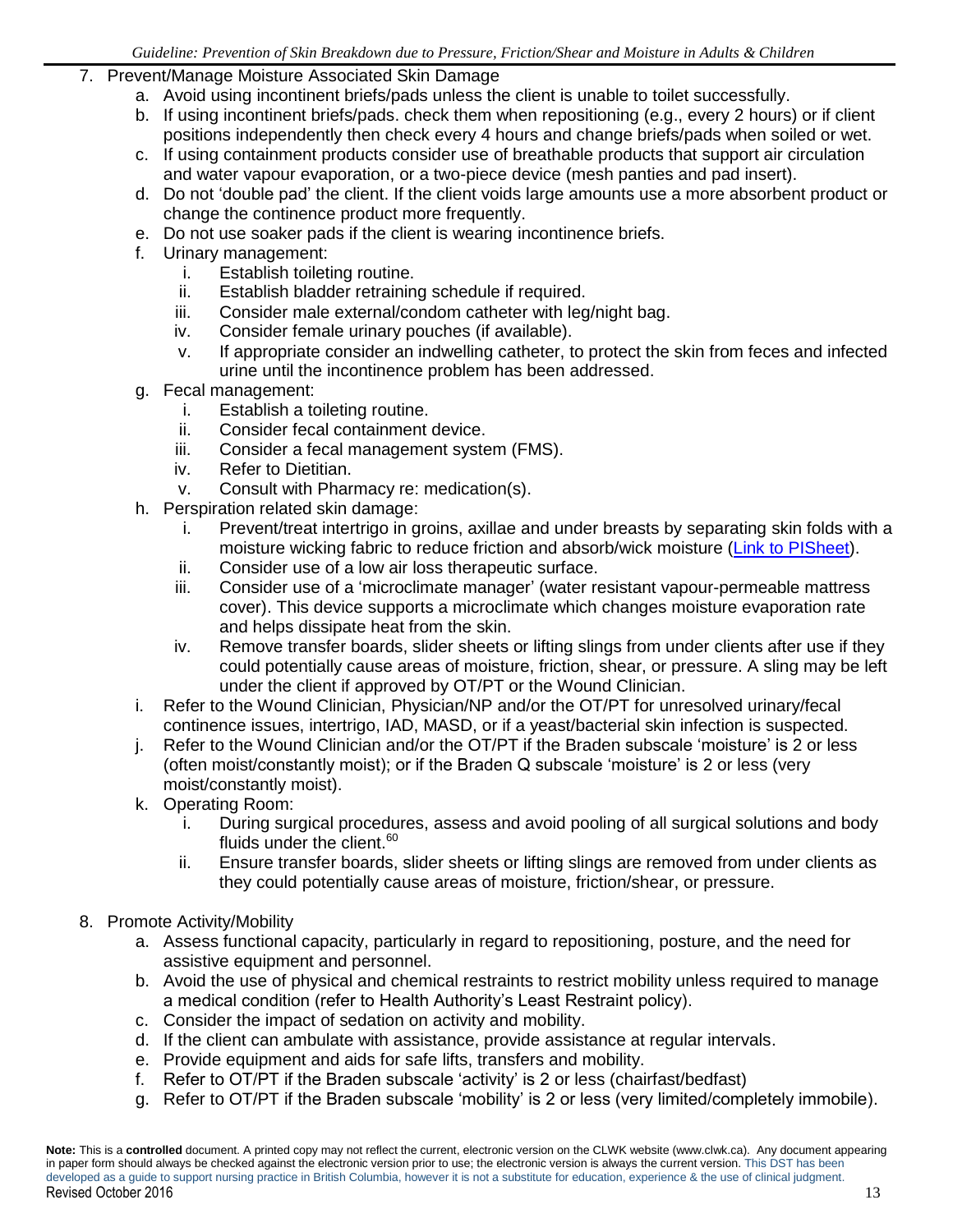7. Prevent/Manage Moisture Associated Skin Damage
    a. Avoid using incontinent briefs/pads unless the client is unable to toilet successfully.
    b. If using incontinent briefs/pads. check them when repositioning (e.g., every 2 hours) or if client positions independently then check every 4 hours and change briefs/pads when soiled or wet.
    c. If using containment products consider use of breathable products that support air circulation and water vapour evaporation, or a two-piece device (mesh panties and pad insert).
    d. Do not 'double pad' the client. If the client voids large amounts use a more absorbent product or change the continence product more frequently.
    e. Do not use soaker pads if the client is wearing incontinence briefs.
    f. Urinary management:
        i. Establish toileting routine.
        ii. Establish bladder retraining schedule if required.
        iii. Consider male external/condom catheter with leg/night bag.
        iv. Consider female urinary pouches (if available).
        v. If appropriate consider an indwelling catheter, to protect the skin from feces and infected urine until the incontinence problem has been addressed.
    g. Fecal management:
        i. Establish a toileting routine.
        ii. Consider fecal containment device.
        iii. Consider a fecal management system (FMS).
        iv. Refer to Dietitian.
        v. Consult with Pharmacy re: medication(s).
    h. Perspiration related skin damage:
        i. Prevent/treat intertrigo in groins, axillae and under breasts by separating skin folds with a moisture wicking fabric to reduce friction and absorb/wick moisture (Link to PISheet).
        ii. Consider use of a low air loss therapeutic surface.
        iii. Consider use of a 'microclimate manager' (water resistant vapour-permeable mattress cover). This device supports a microclimate which changes moisture evaporation rate and helps dissipate heat from the skin.
        iv. Remove transfer boards, slider sheets or lifting slings from under clients after use if they could potentially cause areas of moisture, friction, shear, or pressure. A sling may be left under the client if approved by OT/PT or the Wound Clinician.
    i. Refer to the Wound Clinician, Physician/NP and/or the OT/PT for unresolved urinary/fecal continence issues, intertrigo, IAD, MASD, or if a yeast/bacterial skin infection is suspected.
    j. Refer to the Wound Clinician and/or the OT/PT if the Braden subscale 'moisture' is 2 or less (often moist/constantly moist); or if the Braden Q subscale 'moisture' is 2 or less (very moist/constantly moist).
    k. Operating Room:
        i. During surgical procedures, assess and avoid pooling of all surgical solutions and body fluids under the client.[60]
        ii. Ensure transfer boards, slider sheets or lifting slings are removed from under clients as they could potentially cause areas of moisture, friction/shear, or pressure.

8. Promote Activity/Mobility
    a. Assess functional capacity, particularly in regard to repositioning, posture, and the need for assistive equipment and personnel.
    b. Avoid the use of physical and chemical restraints to restrict mobility unless required to manage a medical condition (refer to Health Authority's Least Restraint policy).
    c. Consider the impact of sedation on activity and mobility.
    d. If the client can ambulate with assistance, provide assistance at regular intervals.
    e. Provide equipment and aids for safe lifts, transfers and mobility.
    f. Refer to OT/PT if the Braden subscale 'activity' is 2 or less (chairfast/bedfast)
    g. Refer to OT/PT if the Braden subscale 'mobility' is 2 or less (very limited/completely immobile).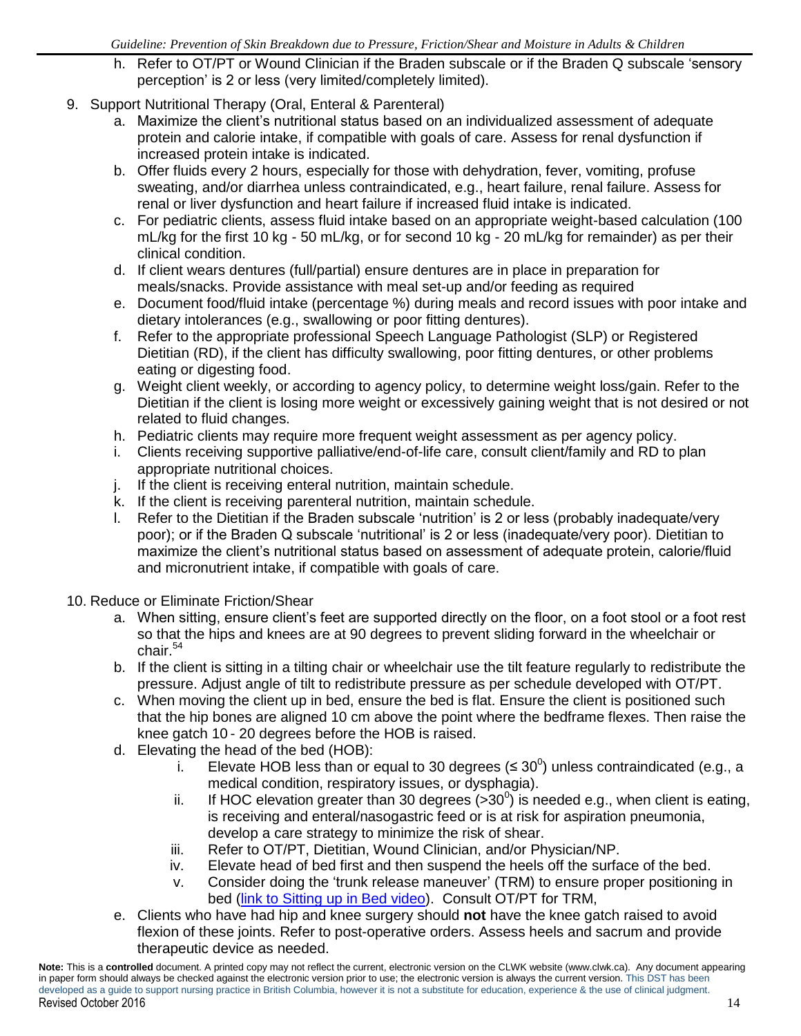h. Refer to OT/PT or Wound Clinician if the Braden subscale or if the Braden Q subscale 'sensory perception' is 2 or less (very limited/completely limited).

9. Support Nutritional Therapy (Oral, Enteral & Parenteral)
   a. Maximize the client's nutritional status based on an individualized assessment of adequate protein and calorie intake, if compatible with goals of care. Assess for renal dysfunction if increased protein intake is indicated.
   b. Offer fluids every 2 hours, especially for those with dehydration, fever, vomiting, profuse sweating, and/or diarrhea unless contraindicated, e.g., heart failure, renal failure. Assess for renal or liver dysfunction and heart failure if increased fluid intake is indicated.
   c. For pediatric clients, assess fluid intake based on an appropriate weight-based calculation (100 mL/kg for the first 10 kg - 50 mL/kg, or for second 10 kg - 20 mL/kg for remainder) as per their clinical condition.
   d. If client wears dentures (full/partial) ensure dentures are in place in preparation for meals/snacks. Provide assistance with meal set-up and/or feeding as required
   e. Document food/fluid intake (percentage %) during meals and record issues with poor intake and dietary intolerances (e.g., swallowing or poor fitting dentures).
   f. Refer to the appropriate professional Speech Language Pathologist (SLP) or Registered Dietitian (RD), if the client has difficulty swallowing, poor fitting dentures, or other problems eating or digesting food.
   g. Weight client weekly, or according to agency policy, to determine weight loss/gain. Refer to the Dietitian if the client is losing more weight or excessively gaining weight that is not desired or not related to fluid changes.
   h. Pediatric clients may require more frequent weight assessment as per agency policy.
   i. Clients receiving supportive palliative/end-of-life care, consult client/family and RD to plan appropriate nutritional choices.
   j. If the client is receiving enteral nutrition, maintain schedule.
   k. If the client is receiving parenteral nutrition, maintain schedule.
   l. Refer to the Dietitian if the Braden subscale 'nutrition' is 2 or less (probably inadequate/very poor); or if the Braden Q subscale 'nutritional' is 2 or less (inadequate/very poor). Dietitian to maximize the client's nutritional status based on assessment of adequate protein, calorie/fluid and micronutrient intake, if compatible with goals of care.

10. Reduce or Eliminate Friction/Shear
    a. When sitting, ensure client's feet are supported directly on the floor, on a foot stool or a foot rest so that the hips and knees are at 90 degrees to prevent sliding forward in the wheelchair or chair.[54]
    b. If the client is sitting in a tilting chair or wheelchair use the tilt feature regularly to redistribute the pressure. Adjust angle of tilt to redistribute pressure as per schedule developed with OT/PT.
    c. When moving the client up in bed, ensure the bed is flat. Ensure the client is positioned such that the hip bones are aligned 10 cm above the point where the bedframe flexes. Then raise the knee gatch 10 - 20 degrees before the HOB is raised.
    d. Elevating the head of the bed (HOB):
       i. Elevate HOB less than or equal to 30 degrees ($\leq 30^0$) unless contraindicated (e.g., a medical condition, respiratory issues, or dysphagia).
       ii. If HOC elevation greater than 30 degrees ($>30^0$) is needed e.g., when client is eating, is receiving and enteral/nasogastric feed or is at risk for aspiration pneumonia, develop a care strategy to minimize the risk of shear.
       iii. Refer to OT/PT, Dietitian, Wound Clinician, and/or Physician/NP.
       iv. Elevate head of bed first and then suspend the heels off the surface of the bed.
       v. Consider doing the 'trunk release maneuver' (TRM) to ensure proper positioning in bed (link to Sitting up in Bed video). Consult OT/PT for TRM,
    e. Clients who have had hip and knee surgery should **not** have the knee gatch raised to avoid flexion of these joints. Refer to post-operative orders. Assess heels and sacrum and provide therapeutic device as needed.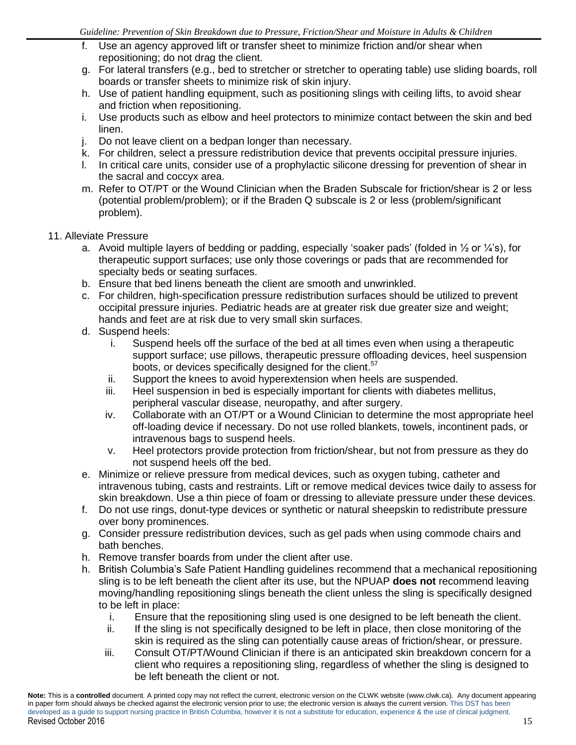f. Use an agency approved lift or transfer sheet to minimize friction and/or shear when repositioning; do not drag the client.
g. For lateral transfers (e.g., bed to stretcher or stretcher to operating table) use sliding boards, roll boards or transfer sheets to minimize risk of skin injury.
h. Use of patient handling equipment, such as positioning slings with ceiling lifts, to avoid shear and friction when repositioning.
i. Use products such as elbow and heel protectors to minimize contact between the skin and bed linen.
j. Do not leave client on a bedpan longer than necessary.
k. For children, select a pressure redistribution device that prevents occipital pressure injuries.
l. In critical care units, consider use of a prophylactic silicone dressing for prevention of shear in the sacral and coccyx area.
m. Refer to OT/PT or the Wound Clinician when the Braden Subscale for friction/shear is 2 or less (potential problem/problem); or if the Braden Q subscale is 2 or less (problem/significant problem).

11. Alleviate Pressure
    a. Avoid multiple layers of bedding or padding, especially 'soaker pads' (folded in ½ or ¼'s), for therapeutic support surfaces; use only those coverings or pads that are recommended for specialty beds or seating surfaces.
    b. Ensure that bed linens beneath the client are smooth and unwrinkled.
    c. For children, high-specification pressure redistribution surfaces should be utilized to prevent occipital pressure injuries. Pediatric heads are at greater risk due greater size and weight; hands and feet are at risk due to very small skin surfaces.
    d. Suspend heels:
        i. Suspend heels off the surface of the bed at all times even when using a therapeutic support surface; use pillows, therapeutic pressure offloading devices, heel suspension boots, or devices specifically designed for the client.[57]
        ii. Support the knees to avoid hyperextension when heels are suspended.
        iii. Heel suspension in bed is especially important for clients with diabetes mellitus, peripheral vascular disease, neuropathy, and after surgery.
        iv. Collaborate with an OT/PT or a Wound Clinician to determine the most appropriate heel off-loading device if necessary. Do not use rolled blankets, towels, incontinent pads, or intravenous bags to suspend heels.
        v. Heel protectors provide protection from friction/shear, but not from pressure as they do not suspend heels off the bed.
    e. Minimize or relieve pressure from medical devices, such as oxygen tubing, catheter and intravenous tubing, casts and restraints. Lift or remove medical devices twice daily to assess for skin breakdown. Use a thin piece of foam or dressing to alleviate pressure under these devices.
    f. Do not use rings, donut-type devices or synthetic or natural sheepskin to redistribute pressure over bony prominences.
    g. Consider pressure redistribution devices, such as gel pads when using commode chairs and bath benches.
    h. Remove transfer boards from under the client after use.
    h. British Columbia's Safe Patient Handling guidelines recommend that a mechanical repositioning sling is to be left beneath the client after its use, but the NPUAP **does not** recommend leaving moving/handling repositioning slings beneath the client unless the sling is specifically designed to be left in place:
        i. Ensure that the repositioning sling used is one designed to be left beneath the client.
        ii. If the sling is not specifically designed to be left in place, then close monitoring of the skin is required as the sling can potentially cause areas of friction/shear, or pressure.
        iii. Consult OT/PT/Wound Clinician if there is an anticipated skin breakdown concern for a client who requires a repositioning sling, regardless of whether the sling is designed to be left beneath the client or not.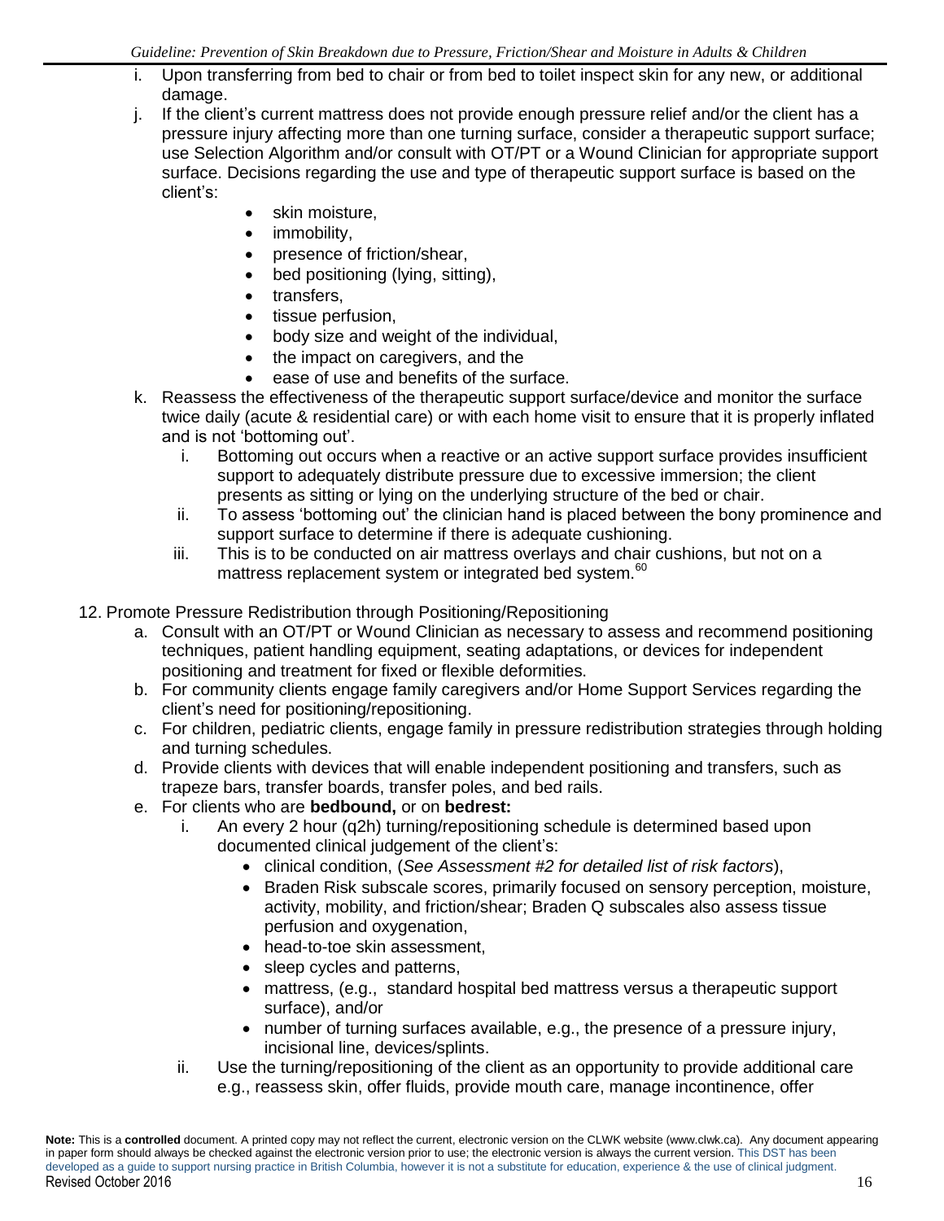i. Upon transferring from bed to chair or from bed to toilet inspect skin for any new, or additional damage.

j. If the client's current mattress does not provide enough pressure relief and/or the client has a pressure injury affecting more than one turning surface, consider a therapeutic support surface; use Selection Algorithm and/or consult with OT/PT or a Wound Clinician for appropriate support surface. Decisions regarding the use and type of therapeutic support surface is based on the client's:
   - skin moisture,
   - immobility,
   - presence of friction/shear,
   - bed positioning (lying, sitting),
   - transfers,
   - tissue perfusion,
   - body size and weight of the individual,
   - the impact on caregivers, and the
   - ease of use and benefits of the surface.

k. Reassess the effectiveness of the therapeutic support surface/device and monitor the surface twice daily (acute & residential care) or with each home visit to ensure that it is properly inflated and is not 'bottoming out'.
   i. Bottoming out occurs when a reactive or an active support surface provides insufficient support to adequately distribute pressure due to excessive immersion; the client presents as sitting or lying on the underlying structure of the bed or chair.
   ii. To assess 'bottoming out' the clinician hand is placed between the bony prominence and support surface to determine if there is adequate cushioning.
   iii. This is to be conducted on air mattress overlays and chair cushions, but not on a mattress replacement system or integrated bed system.[60]

12. Promote Pressure Redistribution through Positioning/Repositioning

a. Consult with an OT/PT or Wound Clinician as necessary to assess and recommend positioning techniques, patient handling equipment, seating adaptations, or devices for independent positioning and treatment for fixed or flexible deformities.

b. For community clients engage family caregivers and/or Home Support Services regarding the client's need for positioning/repositioning.

c. For children, pediatric clients, engage family in pressure redistribution strategies through holding and turning schedules.

d. Provide clients with devices that will enable independent positioning and transfers, such as trapeze bars, transfer boards, transfer poles, and bed rails.

e. For clients who are **bedbound,** or on **bedrest:**
   i. An every 2 hour (q2h) turning/repositioning schedule is determined based upon documented clinical judgement of the client's:
      - clinical condition, (*See Assessment #2 for detailed list of risk factors*),
      - Braden Risk subscale scores, primarily focused on sensory perception, moisture, activity, mobility, and friction/shear; Braden Q subscales also assess tissue perfusion and oxygenation,
      - head-to-toe skin assessment,
      - sleep cycles and patterns,
      - mattress, (e.g., standard hospital bed mattress versus a therapeutic support surface), and/or
      - number of turning surfaces available, e.g., the presence of a pressure injury, incisional line, devices/splints.
   ii. Use the turning/repositioning of the client as an opportunity to provide additional care e.g., reassess skin, offer fluids, provide mouth care, manage incontinence, offer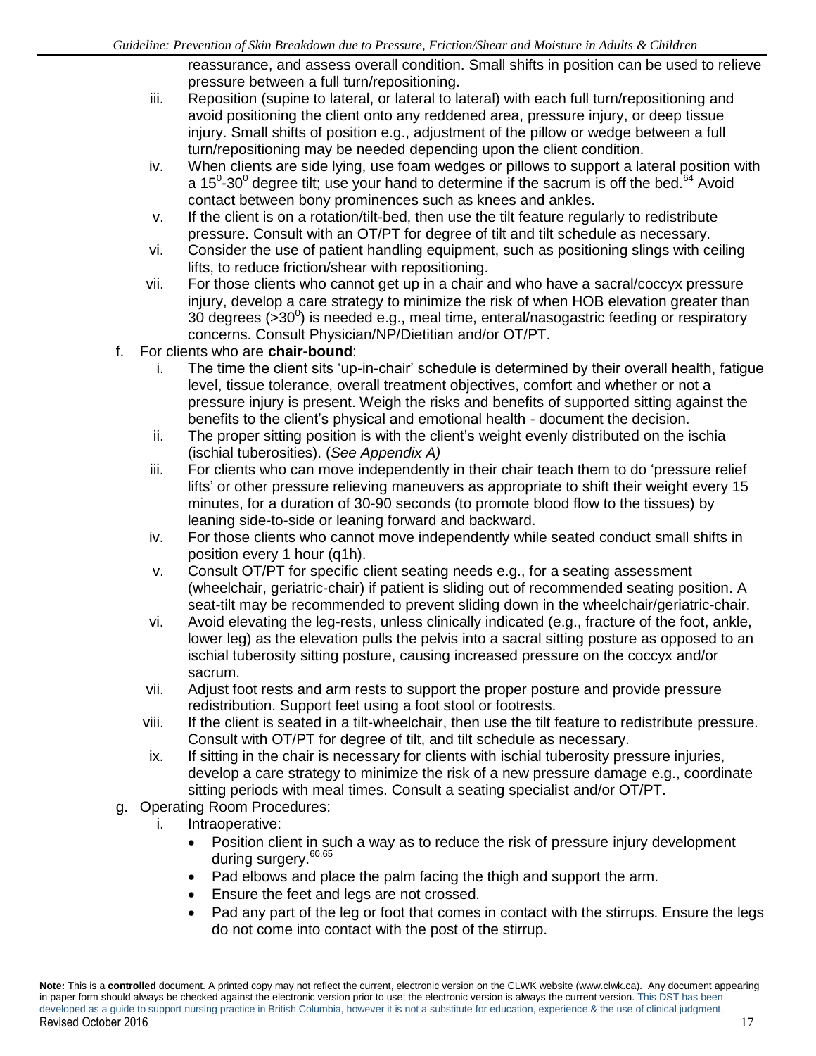reassurance, and assess overall condition. Small shifts in position can be used to relieve pressure between a full turn/repositioning.

iii. Reposition (supine to lateral, or lateral to lateral) with each full turn/repositioning and avoid positioning the client onto any reddened area, pressure injury, or deep tissue injury. Small shifts of position e.g., adjustment of the pillow or wedge between a full turn/repositioning may be needed depending upon the client condition.

iv. When clients are side lying, use foam wedges or pillows to support a lateral position with a $15^0$-$30^0$ degree tilt; use your hand to determine if the sacrum is off the bed.[64] Avoid contact between bony prominences such as knees and ankles.

v. If the client is on a rotation/tilt-bed, then use the tilt feature regularly to redistribute pressure. Consult with an OT/PT for degree of tilt and tilt schedule as necessary.

vi. Consider the use of patient handling equipment, such as positioning slings with ceiling lifts, to reduce friction/shear with repositioning.

vii. For those clients who cannot get up in a chair and who have a sacral/coccyx pressure injury, develop a care strategy to minimize the risk of when HOB elevation greater than 30 degrees ($>30^0$) is needed e.g., meal time, enteral/nasogastric feeding or respiratory concerns. Consult Physician/NP/Dietitian and/or OT/PT.

f. For clients who are **chair-bound**:

i. The time the client sits 'up-in-chair' schedule is determined by their overall health, fatigue level, tissue tolerance, overall treatment objectives, comfort and whether or not a pressure injury is present. Weigh the risks and benefits of supported sitting against the benefits to the client's physical and emotional health - document the decision.

ii. The proper sitting position is with the client's weight evenly distributed on the ischia (ischial tuberosities). (*See Appendix A)*

iii. For clients who can move independently in their chair teach them to do 'pressure relief lifts' or other pressure relieving maneuvers as appropriate to shift their weight every 15 minutes, for a duration of 30-90 seconds (to promote blood flow to the tissues) by leaning side-to-side or leaning forward and backward.

iv. For those clients who cannot move independently while seated conduct small shifts in position every 1 hour (q1h).

v. Consult OT/PT for specific client seating needs e.g., for a seating assessment (wheelchair, geriatric-chair) if patient is sliding out of recommended seating position. A seat-tilt may be recommended to prevent sliding down in the wheelchair/geriatric-chair.

vi. Avoid elevating the leg-rests, unless clinically indicated (e.g., fracture of the foot, ankle, lower leg) as the elevation pulls the pelvis into a sacral sitting posture as opposed to an ischial tuberosity sitting posture, causing increased pressure on the coccyx and/or sacrum.

vii. Adjust foot rests and arm rests to support the proper posture and provide pressure redistribution. Support feet using a foot stool or footrests.

viii. If the client is seated in a tilt-wheelchair, then use the tilt feature to redistribute pressure. Consult with OT/PT for degree of tilt, and tilt schedule as necessary.

ix. If sitting in the chair is necessary for clients with ischial tuberosity pressure injuries, develop a care strategy to minimize the risk of a new pressure damage e.g., coordinate sitting periods with meal times. Consult a seating specialist and/or OT/PT.

g. Operating Room Procedures:

i. Intraoperative:

- Position client in such a way as to reduce the risk of pressure injury development during surgery.[60,65]
- Pad elbows and place the palm facing the thigh and support the arm.
- Ensure the feet and legs are not crossed.
- Pad any part of the leg or foot that comes in contact with the stirrups. Ensure the legs do not come into contact with the post of the stirrup.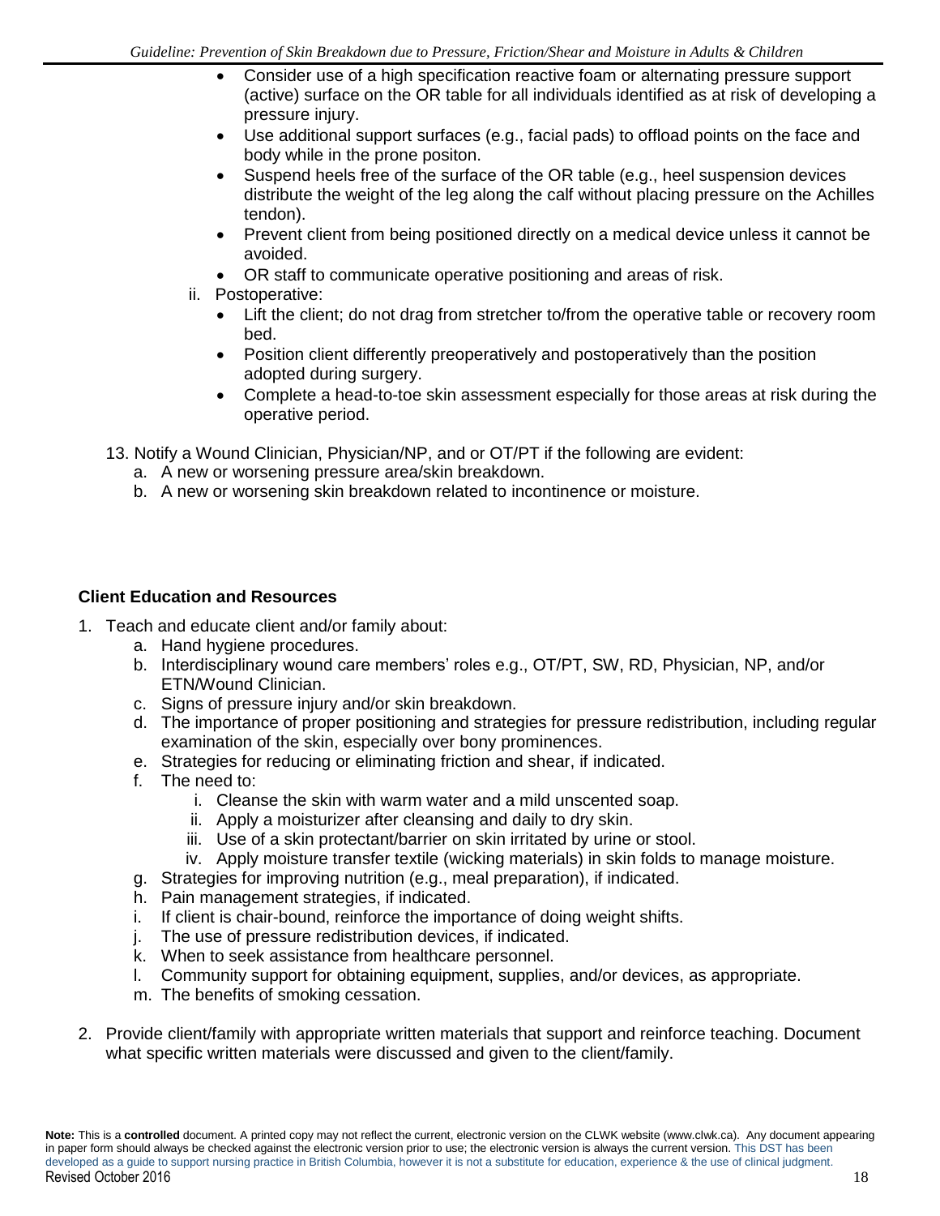- Consider use of a high specification reactive foam or alternating pressure support (active) surface on the OR table for all individuals identified as at risk of developing a pressure injury.
- Use additional support surfaces (e.g., facial pads) to offload points on the face and body while in the prone positon.
- Suspend heels free of the surface of the OR table (e.g., heel suspension devices distribute the weight of the leg along the calf without placing pressure on the Achilles tendon).
- Prevent client from being positioned directly on a medical device unless it cannot be avoided.
- OR staff to communicate operative positioning and areas of risk.

ii. Postoperative:

- Lift the client; do not drag from stretcher to/from the operative table or recovery room bed.
- Position client differently preoperatively and postoperatively than the position adopted during surgery.
- Complete a head-to-toe skin assessment especially for those areas at risk during the operative period.

13. Notify a Wound Clinician, Physician/NP, and or OT/PT if the following are evident:
    a. A new or worsening pressure area/skin breakdown.
    b. A new or worsening skin breakdown related to incontinence or moisture.

**Client Education and Resources**

1. Teach and educate client and/or family about:
    a. Hand hygiene procedures.
    b. Interdisciplinary wound care members' roles e.g., OT/PT, SW, RD, Physician, NP, and/or ETN/Wound Clinician.
    c. Signs of pressure injury and/or skin breakdown.
    d. The importance of proper positioning and strategies for pressure redistribution, including regular examination of the skin, especially over bony prominences.
    e. Strategies for reducing or eliminating friction and shear, if indicated.
    f. The need to:
        i. Cleanse the skin with warm water and a mild unscented soap.
        ii. Apply a moisturizer after cleansing and daily to dry skin.
        iii. Use of a skin protectant/barrier on skin irritated by urine or stool.
        iv. Apply moisture transfer textile (wicking materials) in skin folds to manage moisture.
    g. Strategies for improving nutrition (e.g., meal preparation), if indicated.
    h. Pain management strategies, if indicated.
    i. If client is chair-bound, reinforce the importance of doing weight shifts.
    j. The use of pressure redistribution devices, if indicated.
    k. When to seek assistance from healthcare personnel.
    l. Community support for obtaining equipment, supplies, and/or devices, as appropriate.
    m. The benefits of smoking cessation.

2. Provide client/family with appropriate written materials that support and reinforce teaching. Document what specific written materials were discussed and given to the client/family.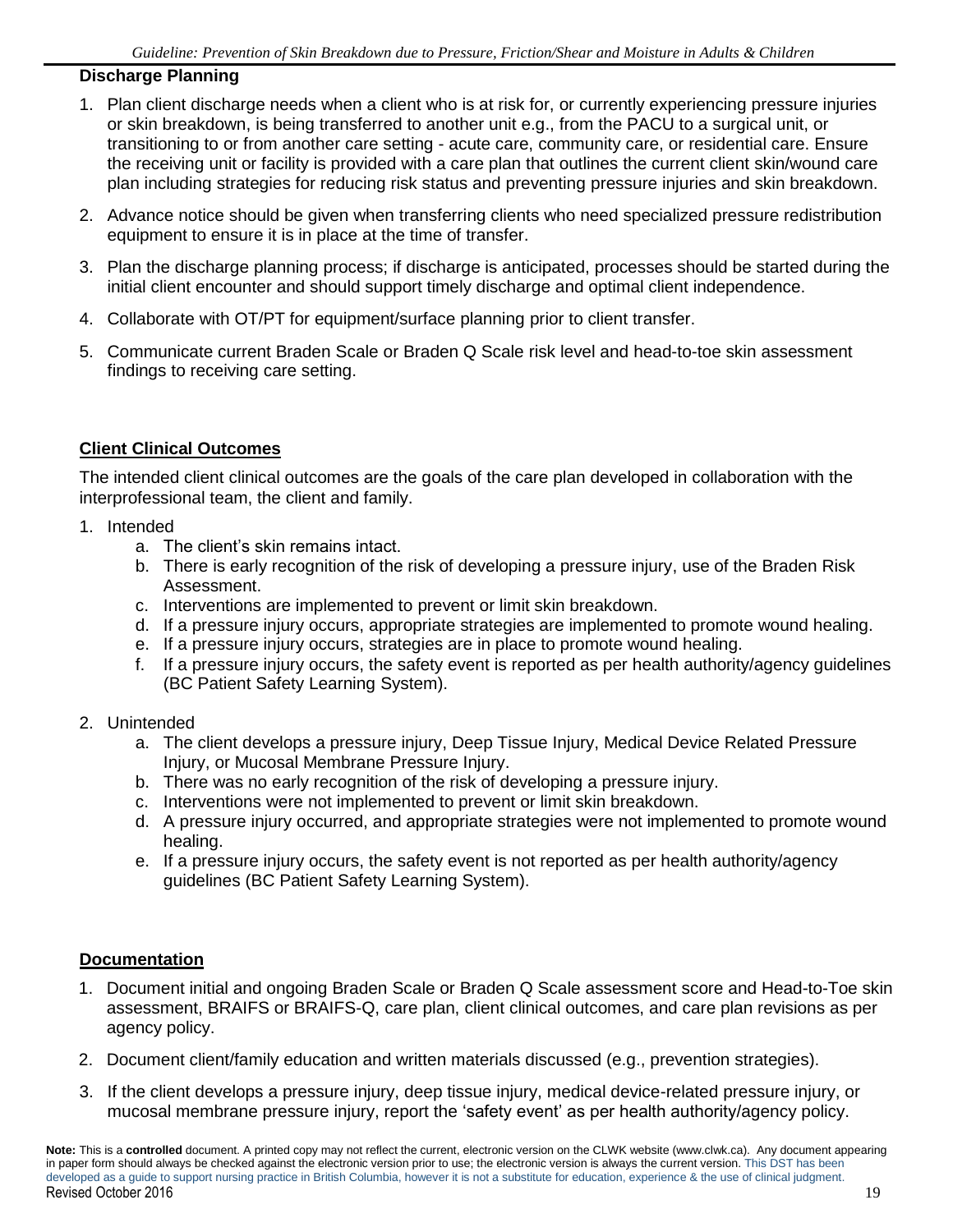**Discharge Planning**

1. Plan client discharge needs when a client who is at risk for, or currently experiencing pressure injuries or skin breakdown, is being transferred to another unit e.g., from the PACU to a surgical unit, or transitioning to or from another care setting - acute care, community care, or residential care. Ensure the receiving unit or facility is provided with a care plan that outlines the current client skin/wound care plan including strategies for reducing risk status and preventing pressure injuries and skin breakdown.
2. Advance notice should be given when transferring clients who need specialized pressure redistribution equipment to ensure it is in place at the time of transfer.
3. Plan the discharge planning process; if discharge is anticipated, processes should be started during the initial client encounter and should support timely discharge and optimal client independence.
4. Collaborate with OT/PT for equipment/surface planning prior to client transfer.
5. Communicate current Braden Scale or Braden Q Scale risk level and head-to-toe skin assessment findings to receiving care setting.

## Client Clinical Outcomes

The intended client clinical outcomes are the goals of the care plan developed in collaboration with the interprofessional team, the client and family.

1. Intended
    a. The client's skin remains intact.
    b. There is early recognition of the risk of developing a pressure injury, use of the Braden Risk Assessment.
    c. Interventions are implemented to prevent or limit skin breakdown.
    d. If a pressure injury occurs, appropriate strategies are implemented to promote wound healing.
    e. If a pressure injury occurs, strategies are in place to promote wound healing.
    f. If a pressure injury occurs, the safety event is reported as per health authority/agency guidelines (BC Patient Safety Learning System).
2. Unintended
    a. The client develops a pressure injury, Deep Tissue Injury, Medical Device Related Pressure Injury, or Mucosal Membrane Pressure Injury.
    b. There was no early recognition of the risk of developing a pressure injury.
    c. Interventions were not implemented to prevent or limit skin breakdown.
    d. A pressure injury occurred, and appropriate strategies were not implemented to promote wound healing.
    e. If a pressure injury occurs, the safety event is not reported as per health authority/agency guidelines (BC Patient Safety Learning System).

## Documentation

1. Document initial and ongoing Braden Scale or Braden Q Scale assessment score and Head-to-Toe skin assessment, BRAIFS or BRAIFS-Q, care plan, client clinical outcomes, and care plan revisions as per agency policy.
2. Document client/family education and written materials discussed (e.g., prevention strategies).
3. If the client develops a pressure injury, deep tissue injury, medical device-related pressure injury, or mucosal membrane pressure injury, report the 'safety event' as per health authority/agency policy.

**Note:** This is a **controlled** document. A printed copy may not reflect the current, electronic version on the CLWK website (www.clwk.ca). Any document appearing in paper form should always be checked against the electronic version prior to use; the electronic version is always the current version. This DST has been developed as a guide to support nursing practice in British Columbia, however it is not a substitute for education, experience & the use of clinical judgment.
Revised October 2016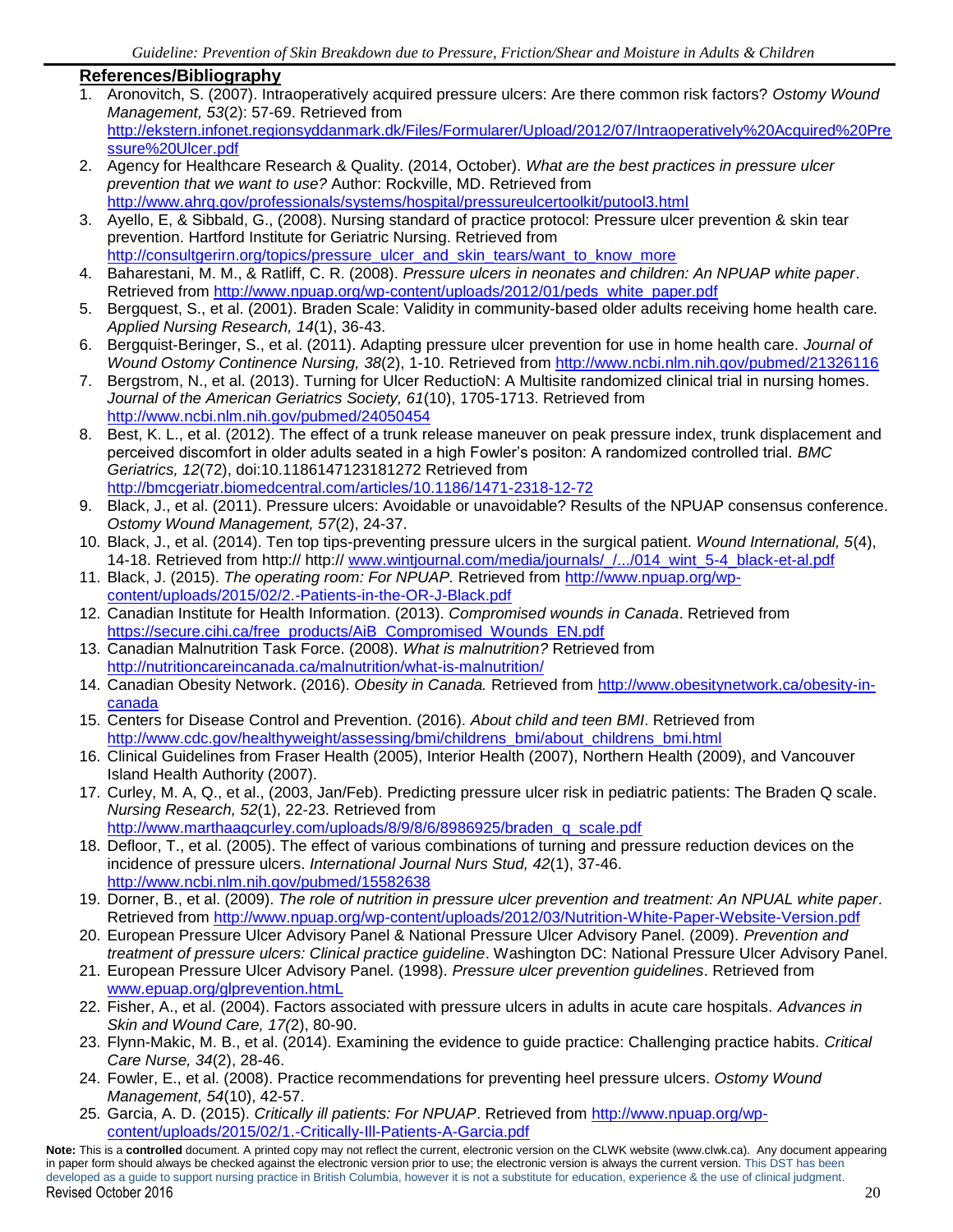## References/Bibliography

1. Aronovitch, S. (2007). Intraoperatively acquired pressure ulcers: Are there common risk factors? *Ostomy Wound Management, 53*(2): 57-69. Retrieved from http://ekstern.infonet.regionsyddanmark.dk/Files/Formularer/Upload/2012/07/Intraoperatively%20Acquired%20Pressure%20Ulcer.pdf
2. Agency for Healthcare Research & Quality. (2014, October). *What are the best practices in pressure ulcer prevention that we want to use?* Author: Rockville, MD. Retrieved from http://www.ahrq.gov/professionals/systems/hospital/pressureulcertoolkit/putool3.html
3. Ayello, E, & Sibbald, G., (2008). Nursing standard of practice protocol: Pressure ulcer prevention & skin tear prevention. Hartford Institute for Geriatric Nursing. Retrieved from http://consultgerirn.org/topics/pressure_ulcer_and_skin_tears/want_to_know_more
4. Baharestani, M. M., & Ratliff, C. R. (2008). *Pressure ulcers in neonates and children: An NPUAP white paper*. Retrieved from http://www.npuap.org/wp-content/uploads/2012/01/peds_white_paper.pdf
5. Bergquest, S., et al. (2001). Braden Scale: Validity in community-based older adults receiving home health care*.* *Applied Nursing Research, 14*(1), 36-43.
6. Bergquist-Beringer, S., et al. (2011). Adapting pressure ulcer prevention for use in home health care. *Journal of Wound Ostomy Continence Nursing, 38*(2), 1-10. Retrieved from http://www.ncbi.nlm.nih.gov/pubmed/21326116
7. Bergstrom, N., et al. (2013). Turning for Ulcer ReductioN: A Multisite randomized clinical trial in nursing homes. *Journal of the American Geriatrics Society, 61*(10), 1705-1713. Retrieved from http://www.ncbi.nlm.nih.gov/pubmed/24050454
8. Best, K. L., et al. (2012). The effect of a trunk release maneuver on peak pressure index, trunk displacement and perceived discomfort in older adults seated in a high Fowler's positon: A randomized controlled trial. *BMC Geriatrics, 12*(72), doi:10.1186147123181272 Retrieved from http://bmcgeriatr.biomedcentral.com/articles/10.1186/1471-2318-12-72
9. Black, J., et al. (2011). Pressure ulcers: Avoidable or unavoidable? Results of the NPUAP consensus conference. *Ostomy Wound Management, 57*(2), 24-37.
10. Black, J., et al. (2014). Ten top tips-preventing pressure ulcers in the surgical patient. *Wound International, 5*(4), 14-18. Retrieved from http:// http:// www.wintjournal.com/media/journals/_/.../014_wint_5-4_black-et-al.pdf
11. Black, J. (2015). *The operating room: For NPUAP.* Retrieved from http://www.npuap.org/wp-content/uploads/2015/02/2.-Patients-in-the-OR-J-Black.pdf
12. Canadian Institute for Health Information. (2013). *Compromised wounds in Canada*. Retrieved from https://secure.cihi.ca/free_products/AiB_Compromised_Wounds_EN.pdf
13. Canadian Malnutrition Task Force. (2008). *What is malnutrition?* Retrieved from http://nutritioncareincanada.ca/malnutrition/what-is-malnutrition/
14. Canadian Obesity Network. (2016). *Obesity in Canada.* Retrieved from http://www.obesitynetwork.ca/obesity-in-canada
15. Centers for Disease Control and Prevention. (2016). *About child and teen BMI*. Retrieved from http://www.cdc.gov/healthyweight/assessing/bmi/childrens_bmi/about_childrens_bmi.html
16. Clinical Guidelines from Fraser Health (2005), Interior Health (2007), Northern Health (2009), and Vancouver Island Health Authority (2007).
17. Curley, M. A, Q., et al., (2003, Jan/Feb). Predicting pressure ulcer risk in pediatric patients: The Braden Q scale. *Nursing Research, 52*(1), 22-23. Retrieved from http://www.marthaaqcurley.com/uploads/8/9/8/6/8986925/braden_q_scale.pdf
18. Defloor, T., et al. (2005). The effect of various combinations of turning and pressure reduction devices on the incidence of pressure ulcers. *International Journal Nurs Stud, 42*(1), 37-46. http://www.ncbi.nlm.nih.gov/pubmed/15582638
19. Dorner, B., et al. (2009). *The role of nutrition in pressure ulcer prevention and treatment: An NPUAL white paper*. Retrieved from http://www.npuap.org/wp-content/uploads/2012/03/Nutrition-White-Paper-Website-Version.pdf
20. European Pressure Ulcer Advisory Panel & National Pressure Ulcer Advisory Panel. (2009). *Prevention and treatment of pressure ulcers: Clinical practice guideline*. Washington DC: National Pressure Ulcer Advisory Panel.
21. European Pressure Ulcer Advisory Panel. (1998). *Pressure ulcer prevention guidelines*. Retrieved from www.epuap.org/glprevention.htmL
22. Fisher, A., et al. (2004). Factors associated with pressure ulcers in adults in acute care hospitals. *Advances in Skin and Wound Care, 17(*2), 80-90.
23. Flynn-Makic, M. B., et al. (2014). Examining the evidence to guide practice: Challenging practice habits. *Critical Care Nurse, 34*(2), 28-46.
24. Fowler, E., et al. (2008). Practice recommendations for preventing heel pressure ulcers. *Ostomy Wound Management, 54*(10), 42-57.
25. Garcia, A. D. (2015). *Critically ill patients: For NPUAP*. Retrieved from http://www.npuap.org/wp-content/uploads/2015/02/1.-Critically-Ill-Patients-A-Garcia.pdf

**Note:** This is a **controlled** document. A printed copy may not reflect the current, electronic version on the CLWK website (www.clwk.ca). Any document appearing in paper form should always be checked against the electronic version prior to use; the electronic version is always the current version. This DST has been developed as a guide to support nursing practice in British Columbia, however it is not a substitute for education, experience & the use of clinical judgment.
Revised October 2016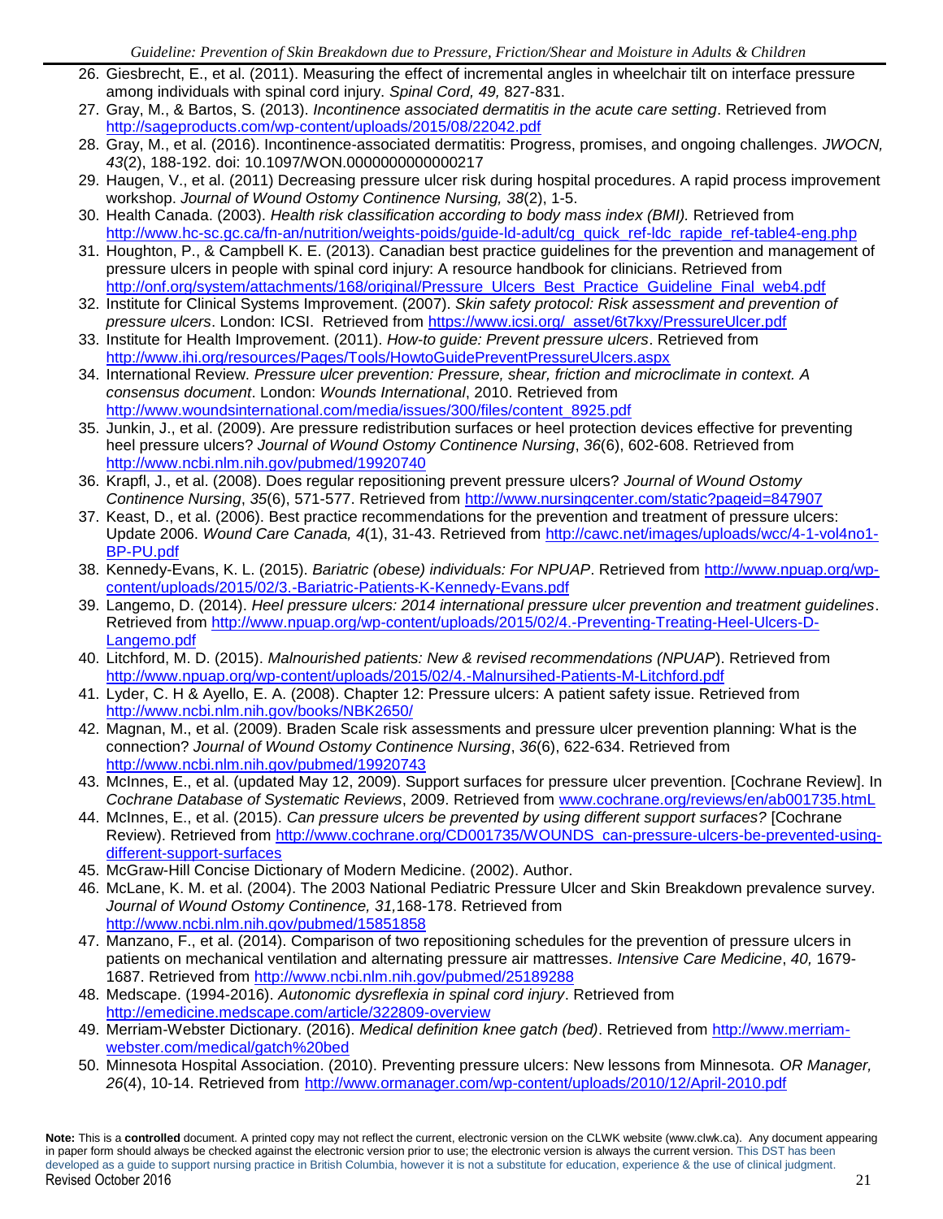26. Giesbrecht, E., et al. (2011). Measuring the effect of incremental angles in wheelchair tilt on interface pressure among individuals with spinal cord injury. *Spinal Cord, 49,* 827-831.
27. Gray, M., & Bartos, S. (2013). *Incontinence associated dermatitis in the acute care setting*. Retrieved from http://sageproducts.com/wp-content/uploads/2015/08/22042.pdf
28. Gray, M., et al. (2016). Incontinence-associated dermatitis: Progress, promises, and ongoing challenges. *JWOCN, 43*(2), 188-192. doi: 10.1097/WON.0000000000000217
29. Haugen, V., et al. (2011) Decreasing pressure ulcer risk during hospital procedures. A rapid process improvement workshop. *Journal of Wound Ostomy Continence Nursing, 38*(2), 1-5.
30. Health Canada. (2003). *Health risk classification according to body mass index (BMI).* Retrieved from http://www.hc-sc.gc.ca/fn-an/nutrition/weights-poids/guide-ld-adult/cg_quick_ref-ldc_rapide_ref-table4-eng.php
31. Houghton, P., & Campbell K. E. (2013). Canadian best practice guidelines for the prevention and management of pressure ulcers in people with spinal cord injury: A resource handbook for clinicians. Retrieved from http://onf.org/system/attachments/168/original/Pressure_Ulcers_Best_Practice_Guideline_Final_web4.pdf
32. Institute for Clinical Systems Improvement. (2007). *Skin safety protocol: Risk assessment and prevention of pressure ulcers*. London: ICSI. Retrieved from https://www.icsi.org/_asset/6t7kxy/PressureUlcer.pdf
33. Institute for Health Improvement. (2011). *How-to guide: Prevent pressure ulcers*. Retrieved from http://www.ihi.org/resources/Pages/Tools/HowtoGuidePreventPressureUlcers.aspx
34. International Review. *Pressure ulcer prevention: Pressure, shear, friction and microclimate in context. A consensus document*. London: *Wounds International*, 2010. Retrieved from http://www.woundsinternational.com/media/issues/300/files/content_8925.pdf
35. Junkin, J., et al. (2009). Are pressure redistribution surfaces or heel protection devices effective for preventing heel pressure ulcers? *Journal of Wound Ostomy Continence Nursing*, *36*(6), 602-608. Retrieved from http://www.ncbi.nlm.nih.gov/pubmed/19920740
36. Krapfl, J., et al. (2008). Does regular repositioning prevent pressure ulcers? *Journal of Wound Ostomy Continence Nursing*, *35*(6), 571-577. Retrieved from http://www.nursingcenter.com/static?pageid=847907
37. Keast, D., et al. (2006). Best practice recommendations for the prevention and treatment of pressure ulcers: Update 2006. *Wound Care Canada, 4*(1), 31-43. Retrieved from http://cawc.net/images/uploads/wcc/4-1-vol4no1-BP-PU.pdf
38. Kennedy-Evans, K. L. (2015). *Bariatric (obese) individuals: For NPUAP*. Retrieved from http://www.npuap.org/wp-content/uploads/2015/02/3.-Bariatric-Patients-K-Kennedy-Evans.pdf
39. Langemo, D. (2014). *Heel pressure ulcers: 2014 international pressure ulcer prevention and treatment guidelines*. Retrieved from http://www.npuap.org/wp-content/uploads/2015/02/4.-Preventing-Treating-Heel-Ulcers-D-Langemo.pdf
40. Litchford, M. D. (2015). *Malnourished patients: New & revised recommendations (NPUAP*). Retrieved from http://www.npuap.org/wp-content/uploads/2015/02/4.-Malnursihed-Patients-M-Litchford.pdf
41. Lyder, C. H & Ayello, E. A. (2008). Chapter 12: Pressure ulcers: A patient safety issue. Retrieved from http://www.ncbi.nlm.nih.gov/books/NBK2650/
42. Magnan, M., et al. (2009). Braden Scale risk assessments and pressure ulcer prevention planning: What is the connection? *Journal of Wound Ostomy Continence Nursing*, *36*(6), 622-634. Retrieved from http://www.ncbi.nlm.nih.gov/pubmed/19920743
43. McInnes, E., et al. (updated May 12, 2009). Support surfaces for pressure ulcer prevention. [Cochrane Review]. In *Cochrane Database of Systematic Reviews*, 2009. Retrieved from www.cochrane.org/reviews/en/ab001735.htmL
44. McInnes, E., et al. (2015). *Can pressure ulcers be prevented by using different support surfaces?* [Cochrane Review). Retrieved from http://www.cochrane.org/CD001735/WOUNDS_can-pressure-ulcers-be-prevented-using-different-support-surfaces
45. McGraw-Hill Concise Dictionary of Modern Medicine. (2002). Author.
46. McLane, K. M. et al. (2004). The 2003 National Pediatric Pressure Ulcer and Skin Breakdown prevalence survey. *Journal of Wound Ostomy Continence, 31,*168-178. Retrieved from http://www.ncbi.nlm.nih.gov/pubmed/15851858
47. Manzano, F., et al. (2014). Comparison of two repositioning schedules for the prevention of pressure ulcers in patients on mechanical ventilation and alternating pressure air mattresses. *Intensive Care Medicine*, *40,* 1679-1687. Retrieved from http://www.ncbi.nlm.nih.gov/pubmed/25189288
48. Medscape. (1994-2016). *Autonomic dysreflexia in spinal cord injury*. Retrieved from http://emedicine.medscape.com/article/322809-overview
49. Merriam-Webster Dictionary. (2016). *Medical definition knee gatch (bed)*. Retrieved from http://www.merriam-webster.com/medical/gatch%20bed
50. Minnesota Hospital Association. (2010). Preventing pressure ulcers: New lessons from Minnesota. *OR Manager, 26*(4), 10-14. Retrieved from http://www.ormanager.com/wp-content/uploads/2010/12/April-2010.pdf

**Note:** This is a **controlled** document. A printed copy may not reflect the current, electronic version on the CLWK website (www.clwk.ca). Any document appearing in paper form should always be checked against the electronic version prior to use; the electronic version is always the current version. This DST has been developed as a guide to support nursing practice in British Columbia, however it is not a substitute for education, experience & the use of clinical judgment.
Revised October 2016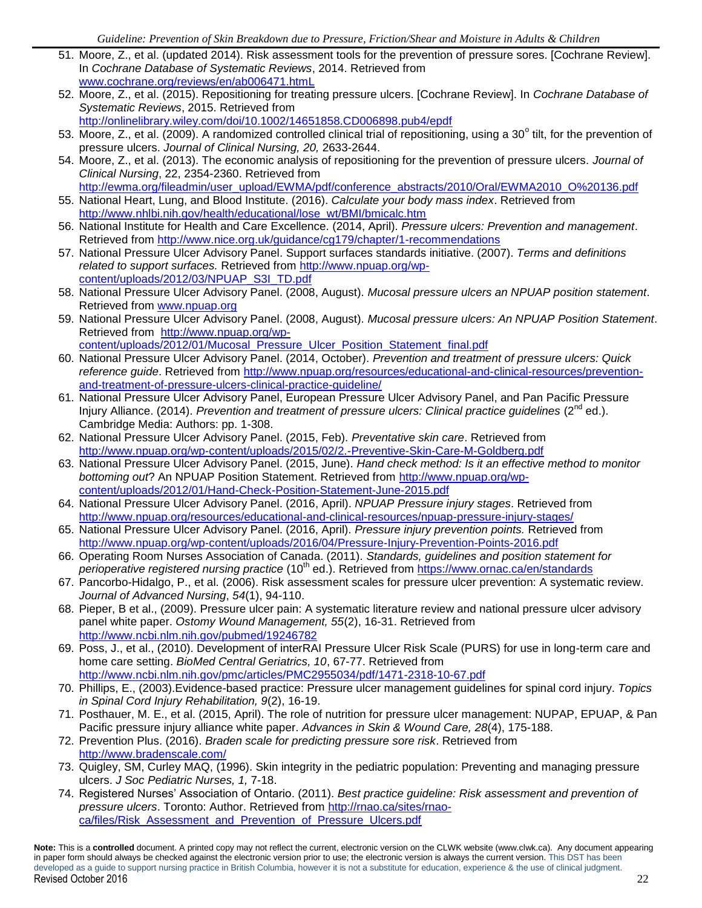51. Moore, Z., et al. (updated 2014). Risk assessment tools for the prevention of pressure sores. [Cochrane Review]. In *Cochrane Database of Systematic Reviews*, 2014. Retrieved from www.cochrane.org/reviews/en/ab006471.htmL
52. Moore, Z., et al. (2015). Repositioning for treating pressure ulcers. [Cochrane Review]. In *Cochrane Database of Systematic Reviews*, 2015. Retrieved from http://onlinelibrary.wiley.com/doi/10.1002/14651858.CD006898.pub4/epdf
53. Moore, Z., et al. (2009). A randomized controlled clinical trial of repositioning, using a 30° tilt, for the prevention of pressure ulcers. *Journal of Clinical Nursing, 20,* 2633-2644.
54. Moore, Z., et al. (2013). The economic analysis of repositioning for the prevention of pressure ulcers. *Journal of Clinical Nursing*, 22, 2354-2360. Retrieved from http://ewma.org/fileadmin/user_upload/EWMA/pdf/conference_abstracts/2010/Oral/EWMA2010_O%20136.pdf
55. National Heart, Lung, and Blood Institute. (2016). *Calculate your body mass index*. Retrieved from http://www.nhlbi.nih.gov/health/educational/lose_wt/BMI/bmicalc.htm
56. National Institute for Health and Care Excellence. (2014, April). *Pressure ulcers: Prevention and management*. Retrieved from http://www.nice.org.uk/guidance/cg179/chapter/1-recommendations
57. National Pressure Ulcer Advisory Panel. Support surfaces standards initiative. (2007). *Terms and definitions related to support surfaces.* Retrieved from http://www.npuap.org/wp-content/uploads/2012/03/NPUAP_S3I_TD.pdf
58. National Pressure Ulcer Advisory Panel. (2008, August). *Mucosal pressure ulcers an NPUAP position statement*. Retrieved from www.npuap.org
59. National Pressure Ulcer Advisory Panel. (2008, August). *Mucosal pressure ulcers: An NPUAP Position Statement*. Retrieved from http://www.npuap.org/wp-content/uploads/2012/01/Mucosal_Pressure_Ulcer_Position_Statement_final.pdf
60. National Pressure Ulcer Advisory Panel. (2014, October). *Prevention and treatment of pressure ulcers: Quick reference guide*. Retrieved from http://www.npuap.org/resources/educational-and-clinical-resources/prevention-and-treatment-of-pressure-ulcers-clinical-practice-guideline/
61. National Pressure Ulcer Advisory Panel, European Pressure Ulcer Advisory Panel, and Pan Pacific Pressure Injury Alliance. (2014). *Prevention and treatment of pressure ulcers: Clinical practice guidelines* (2nd ed.). Cambridge Media: Authors: pp. 1-308.
62. National Pressure Ulcer Advisory Panel. (2015, Feb). *Preventative skin care*. Retrieved from http://www.npuap.org/wp-content/uploads/2015/02/2.-Preventive-Skin-Care-M-Goldberg.pdf
63. National Pressure Ulcer Advisory Panel. (2015, June). *Hand check method: Is it an effective method to monitor bottoming out*? An NPUAP Position Statement. Retrieved from http://www.npuap.org/wp-content/uploads/2012/01/Hand-Check-Position-Statement-June-2015.pdf
64. National Pressure Ulcer Advisory Panel. (2016, April). *NPUAP Pressure injury stages*. Retrieved from http://www.npuap.org/resources/educational-and-clinical-resources/npuap-pressure-injury-stages/
65. National Pressure Ulcer Advisory Panel. (2016, April). *Pressure injury prevention points.* Retrieved from http://www.npuap.org/wp-content/uploads/2016/04/Pressure-Injury-Prevention-Points-2016.pdf
66. Operating Room Nurses Association of Canada. (2011). *Standards, guidelines and position statement for perioperative registered nursing practice* (10th ed.). Retrieved from https://www.ornac.ca/en/standards
67. Pancorbo-Hidalgo, P., et al. (2006). Risk assessment scales for pressure ulcer prevention: A systematic review. *Journal of Advanced Nursing*, *54*(1), 94-110.
68. Pieper, B et al., (2009). Pressure ulcer pain: A systematic literature review and national pressure ulcer advisory panel white paper. *Ostomy Wound Management, 55*(2), 16-31. Retrieved from http://www.ncbi.nlm.nih.gov/pubmed/19246782
69. Poss, J., et al., (2010). Development of interRAI Pressure Ulcer Risk Scale (PURS) for use in long-term care and home care setting. *BioMed Central Geriatrics, 10*, 67-77. Retrieved from http://www.ncbi.nlm.nih.gov/pmc/articles/PMC2955034/pdf/1471-2318-10-67.pdf
70. Phillips, E., (2003).Evidence-based practice: Pressure ulcer management guidelines for spinal cord injury. *Topics in Spinal Cord Injury Rehabilitation, 9*(2), 16-19.
71. Posthauer, M. E., et al. (2015, April). The role of nutrition for pressure ulcer management: NUPAP, EPUAP, & Pan Pacific pressure injury alliance white paper. *Advances in Skin & Wound Care, 28*(4), 175-188.
72. Prevention Plus. (2016). *Braden scale for predicting pressure sore risk*. Retrieved from http://www.bradenscale.com/
73. Quigley, SM, Curley MAQ, (1996). Skin integrity in the pediatric population: Preventing and managing pressure ulcers. *J Soc Pediatric Nurses, 1,* 7-18.
74. Registered Nurses' Association of Ontario. (2011). *Best practice guideline: Risk assessment and prevention of pressure ulcers*. Toronto: Author. Retrieved from http://rnao.ca/sites/rnao-ca/files/Risk_Assessment_and_Prevention_of_Pressure_Ulcers.pdf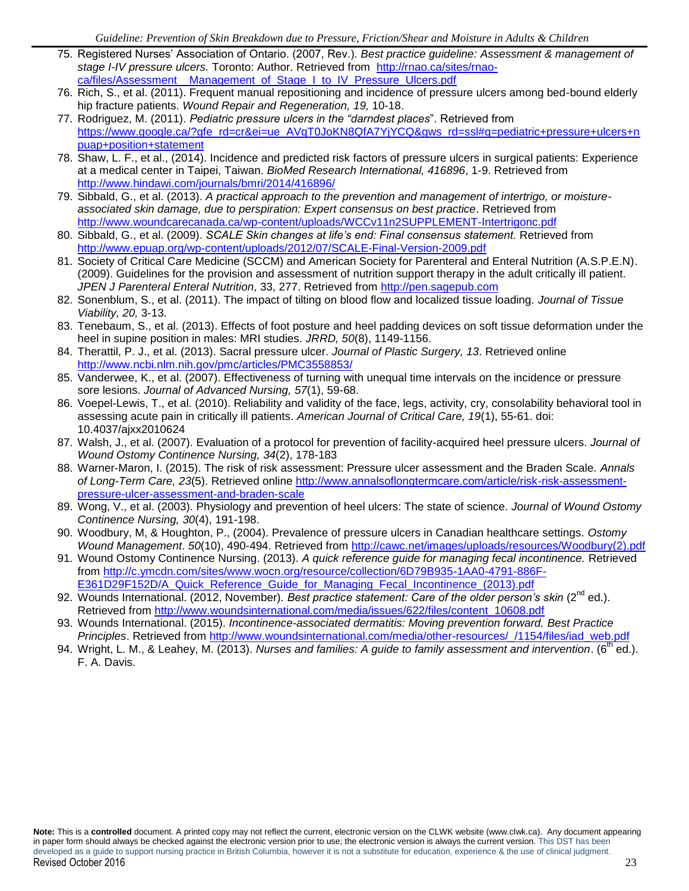75. Registered Nurses' Association of Ontario. (2007, Rev.). *Best practice guideline: Assessment & management of stage I-IV pressure ulcers.* Toronto: Author. Retrieved from http://rnao.ca/sites/rnao-ca/files/Assessment__Management_of_Stage_I_to_IV_Pressure_Ulcers.pdf
76. Rich, S., et al. (2011). Frequent manual repositioning and incidence of pressure ulcers among bed-bound elderly hip fracture patients. *Wound Repair and Regeneration, 19,* 10-18.
77. Rodriguez, M. (2011). *Pediatric pressure ulcers in the "darndest places*". Retrieved from https://www.google.ca/?gfe_rd=cr&ei=ue_AVqT0JoKN8QfA7YjYCQ&gws_rd=ssl#q=pediatric+pressure+ulcers+npuap+position+statement
78. Shaw, L. F., et al., (2014). Incidence and predicted risk factors of pressure ulcers in surgical patients: Experience at a medical center in Taipei, Taiwan. *BioMed Research International, 416896*, 1-9. Retrieved from http://www.hindawi.com/journals/bmri/2014/416896/
79. Sibbald, G., et al. (2013). *A practical approach to the prevention and management of intertrigo, or moisture-associated skin damage, due to perspiration: Expert consensus on best practice*. Retrieved from http://www.woundcarecanada.ca/wp-content/uploads/WCCv11n2SUPPLEMENT-Intertrigonc.pdf
80. Sibbald, G., et al. (2009). *SCALE Skin changes at life's end: Final consensus statement.* Retrieved from http://www.epuap.org/wp-content/uploads/2012/07/SCALE-Final-Version-2009.pdf
81. Society of Critical Care Medicine (SCCM) and American Society for Parenteral and Enteral Nutrition (A.S.P.E.N). (2009). Guidelines for the provision and assessment of nutrition support therapy in the adult critically ill patient. *JPEN J Parenteral Enteral Nutrition*, 33, 277. Retrieved from http://pen.sagepub.com
82. Sonenblum, S., et al. (2011). The impact of tilting on blood flow and localized tissue loading. *Journal of Tissue Viability, 20,* 3-13.
83. Tenebaum, S., et al. (2013). Effects of foot posture and heel padding devices on soft tissue deformation under the heel in supine position in males: MRI studies. *JRRD, 50*(8), 1149-1156.
84. Therattil, P. J., et al. (2013). Sacral pressure ulcer. *Journal of Plastic Surgery, 13*. Retrieved online http://www.ncbi.nlm.nih.gov/pmc/articles/PMC3558853/
85. Vanderwee, K., et al. (2007). Effectiveness of turning with unequal time intervals on the incidence or pressure sore lesions. *Journal of Advanced Nursing, 57*(1), 59-68.
86. Voepel-Lewis, T., et al. (2010). Reliability and validity of the face, legs, activity, cry, consolability behavioral tool in assessing acute pain in critically ill patients. *American Journal of Critical Care, 19*(1), 55-61. doi: 10.4037/ajxx2010624
87. Walsh, J., et al. (2007). Evaluation of a protocol for prevention of facility-acquired heel pressure ulcers. *Journal of Wound Ostomy Continence Nursing, 34*(2), 178-183
88. Warner-Maron, I. (2015). The risk of risk assessment: Pressure ulcer assessment and the Braden Scale. *Annals of Long-Term Care, 23*(5). Retrieved online http://www.annalsoflongtermcare.com/article/risk-risk-assessment-pressure-ulcer-assessment-and-braden-scale
89. Wong, V., et al. (2003). Physiology and prevention of heel ulcers: The state of science. *Journal of Wound Ostomy Continence Nursing, 30*(4), 191-198.
90. Woodbury, M, & Houghton, P., (2004). Prevalence of pressure ulcers in Canadian healthcare settings. *Ostomy Wound Management*. *50*(10), 490-494. Retrieved from http://cawc.net/images/uploads/resources/Woodbury(2).pdf
91. Wound Ostomy Continence Nursing. (2013). *A quick reference guide for managing fecal incontinence.* Retrieved from http://c.ymcdn.com/sites/www.wocn.org/resource/collection/6D79B935-1AA0-4791-886F-E361D29F152D/A_Quick_Reference_Guide_for_Managing_Fecal_Incontinence_(2013).pdf
92. Wounds International. (2012, November). *Best practice statement: Care of the older person's skin* (2nd ed.). Retrieved from http://www.woundsinternational.com/media/issues/622/files/content_10608.pdf
93. Wounds International. (2015). *Incontinence-associated dermatitis: Moving prevention forward. Best Practice Principles*. Retrieved from http://www.woundsinternational.com/media/other-resources/_/1154/files/iad_web.pdf
94. Wright, L. M., & Leahey, M. (2013). *Nurses and families: A guide to family assessment and intervention*. (6th ed.). F. A. Davis.

**Note:** This is a **controlled** document. A printed copy may not reflect the current, electronic version on the CLWK website (www.clwk.ca). Any document appearing in paper form should always be checked against the electronic version prior to use; the electronic version is always the current version. This DST has been developed as a guide to support nursing practice in British Columbia, however it is not a substitute for education, experience & the use of clinical judgment.
Revised October 2016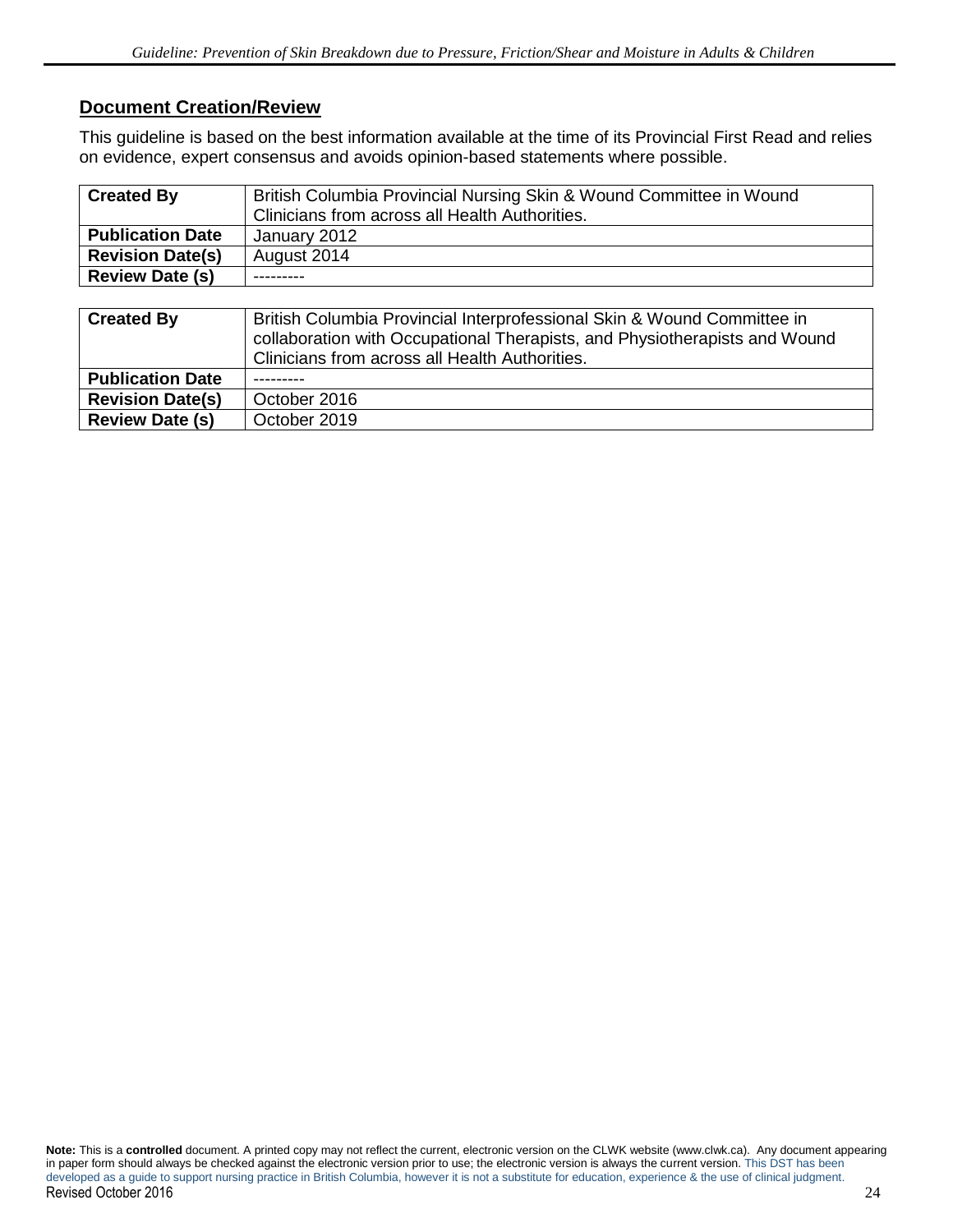## Document Creation/Review

This guideline is based on the best information available at the time of its Provincial First Read and relies on evidence, expert consensus and avoids opinion-based statements where possible.

| **Created By** | British Columbia Provincial Nursing Skin & Wound Committee in Wound Clinicians from across all Health Authorities. |
|---|---|
| **Publication Date** | January 2012 |
| **Revision Date(s)** | August 2014 |
| **Review Date (s)** | --------- |

| **Created By** | British Columbia Provincial Interprofessional Skin & Wound Committee in collaboration with Occupational Therapists, and Physiotherapists and Wound Clinicians from across all Health Authorities. |
|---|---|
| **Publication Date** | --------- |
| **Revision Date(s)** | October 2016 |
| **Review Date (s)** | October 2019 |

**Note:** This is a **controlled** document. A printed copy may not reflect the current, electronic version on the CLWK website (www.clwk.ca). Any document appearing in paper form should always be checked against the electronic version prior to use; the electronic version is always the current version. This DST has been developed as a guide to support nursing practice in British Columbia, however it is not a substitute for education, experience & the use of clinical judgment.
Revised October 2016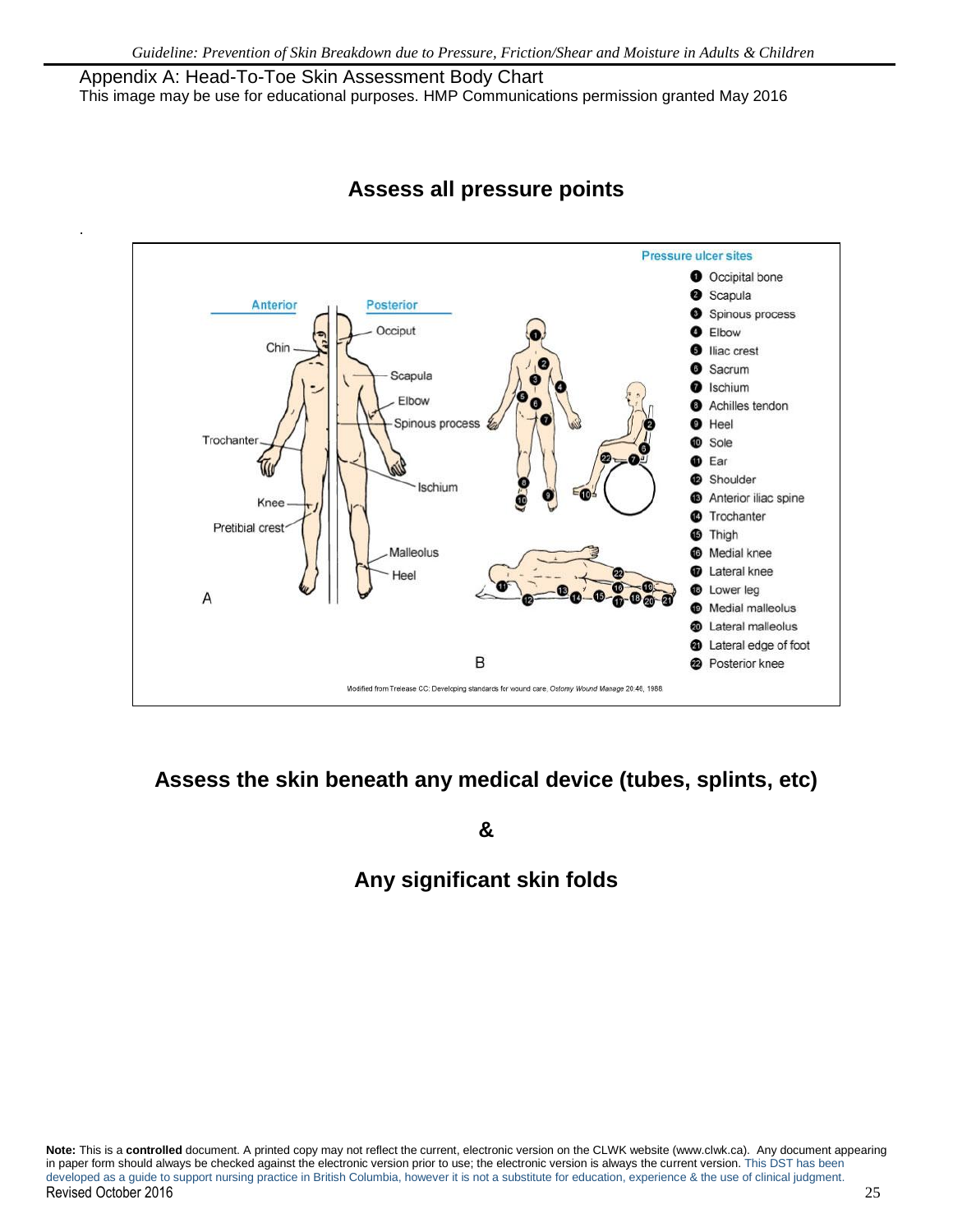## Appendix A: Head-To-Toe Skin Assessment Body Chart

This image may be use for educational purposes. HMP Communications permission granted May 2016

### Assess all pressure points

Anterior | Posterior

Chin, Trochanter, Knee, Pretibial crest, Occiput, Scapula, Elbow, Spinous process, Ischium, Malleolus, Heel

A

Pressure ulcer sites

1. Occipital bone
2. Scapula
3. Spinous process
4. Elbow
5. Iliac crest
6. Sacrum
7. Ischium
8. Achilles tendon
9. Heel
10. Sole
11. Ear
12. Shoulder
13. Anterior iliac spine
14. Trochanter
15. Thigh
16. Medial knee
17. Lateral knee
18. Lower leg
19. Medial malleolus
20. Lateral malleolus
21. Lateral edge of foot
22. Posterior knee

B

Modified from Trelease CC: Developing standards for wound care. *Ostomy Wound Manage* 20:46, 1988.

### Assess the skin beneath any medical device (tubes, splints, etc)

### &

### Any significant skin folds

**Note:** This is a **controlled** document. A printed copy may not reflect the current, electronic version on the CLWK website (www.clwk.ca). Any document appearing in paper form should always be checked against the electronic version prior to use; the electronic version is always the current version. This DST has been developed as a guide to support nursing practice in British Columbia, however it is not a substitute for education, experience & the use of clinical judgment.

Revised October 2016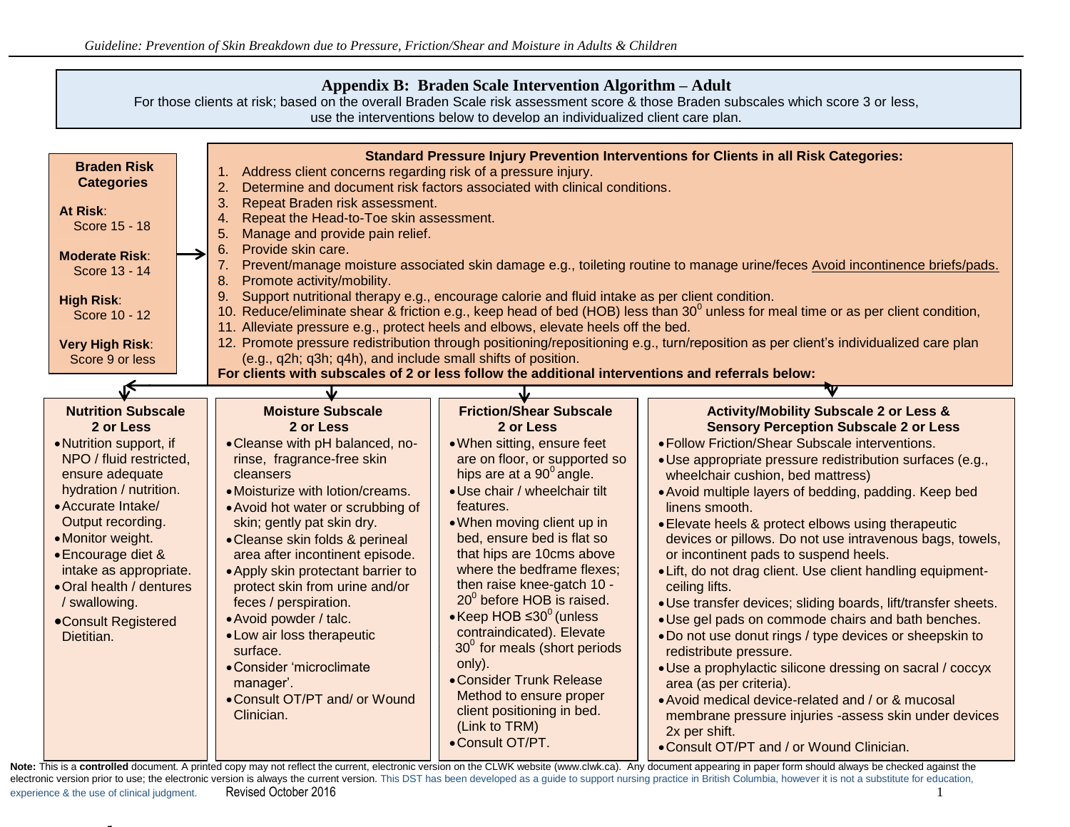## Appendix B: Braden Scale Intervention Algorithm – Adult

For those clients at risk; based on the overall Braden Scale risk assessment score & those Braden subscales which score 3 or less, use the interventions below to develop an individualized client care plan.

**Braden Risk Categories**

**At Risk**: Score 15 - 18

**Moderate Risk**: Score 13 - 14

**High Risk**: Score 10 - 12

**Very High Risk**: Score 9 or less

**Standard Pressure Injury Prevention Interventions for Clients in all Risk Categories:**

1. Address client concerns regarding risk of a pressure injury.
2. Determine and document risk factors associated with clinical conditions.
3. Repeat Braden risk assessment.
4. Repeat the Head-to-Toe skin assessment.
5. Manage and provide pain relief.
6. Provide skin care.
7. Prevent/manage moisture associated skin damage e.g., toileting routine to manage urine/feces <u>Avoid incontinence briefs/pads.</u>
8. Promote activity/mobility.
9. Support nutritional therapy e.g., encourage calorie and fluid intake as per client condition.
10. Reduce/eliminate shear & friction e.g., keep head of bed (HOB) less than $30^0$ unless for meal time or as per client condition,
11. Alleviate pressure e.g., protect heels and elbows, elevate heels off the bed.
12. Promote pressure redistribution through positioning/repositioning e.g., turn/reposition as per client's individualized care plan (e.g., q2h; q3h; q4h), and include small shifts of position.

**For clients with subscales of 2 or less follow the additional interventions and referrals below:**

**Nutrition Subscale 2 or Less**

- Nutrition support, if NPO / fluid restricted, ensure adequate hydration / nutrition.
- Accurate Intake/ Output recording.
- Monitor weight.
- Encourage diet & intake as appropriate.
- Oral health / dentures / swallowing.
- Consult Registered Dietitian.

**Moisture Subscale 2 or Less**

- Cleanse with pH balanced, no-rinse, fragrance-free skin cleansers
- Moisturize with lotion/creams.
- Avoid hot water or scrubbing of skin; gently pat skin dry.
- Cleanse skin folds & perineal area after incontinent episode.
- Apply skin protectant barrier to protect skin from urine and/or feces / perspiration.
- Avoid powder / talc.
- Low air loss therapeutic surface.
- Consider 'microclimate manager'.
- Consult OT/PT and/ or Wound Clinician.

**Friction/Shear Subscale 2 or Less**

- When sitting, ensure feet are on floor, or supported so hips are at a $90^0$ angle.
- Use chair / wheelchair tilt features.
- When moving client up in bed, ensure bed is flat so that hips are 10cms above where the bedframe flexes; then raise knee-gatch 10 - $20^0$ before HOB is raised.
- Keep HOB $\leq 30^0$ (unless contraindicated). Elevate $30^0$ for meals (short periods only).
- Consider Trunk Release Method to ensure proper client positioning in bed. (Link to TRM)
- Consult OT/PT.

**Activity/Mobility Subscale 2 or Less & Sensory Perception Subscale 2 or Less**

- Follow Friction/Shear Subscale interventions.
- Use appropriate pressure redistribution surfaces (e.g., wheelchair cushion, bed mattress)
- Avoid multiple layers of bedding, padding. Keep bed linens smooth.
- Elevate heels & protect elbows using therapeutic devices or pillows. Do not use intravenous bags, towels, or incontinent pads to suspend heels.
- Lift, do not drag client. Use client handling equipment-ceiling lifts.
- Use transfer devices; sliding boards, lift/transfer sheets.
- Use gel pads on commode chairs and bath benches.
- Do not use donut rings / type devices or sheepskin to redistribute pressure.
- Use a prophylactic silicone dressing on sacral / coccyx area (as per criteria).
- Avoid medical device-related and / or & mucosal membrane pressure injuries -assess skin under devices 2x per shift.
- Consult OT/PT and / or Wound Clinician.

**Note:** This is a **controlled** document. A printed copy may not reflect the current, electronic version on the CLWK website (www.clwk.ca). Any document appearing in paper form should always be checked against the electronic version prior to use; the electronic version is always the current version. This DST has been developed as a guide to support nursing practice in British Columbia, however it is not a substitute for education, experience & the use of clinical judgment. Revised October 2016